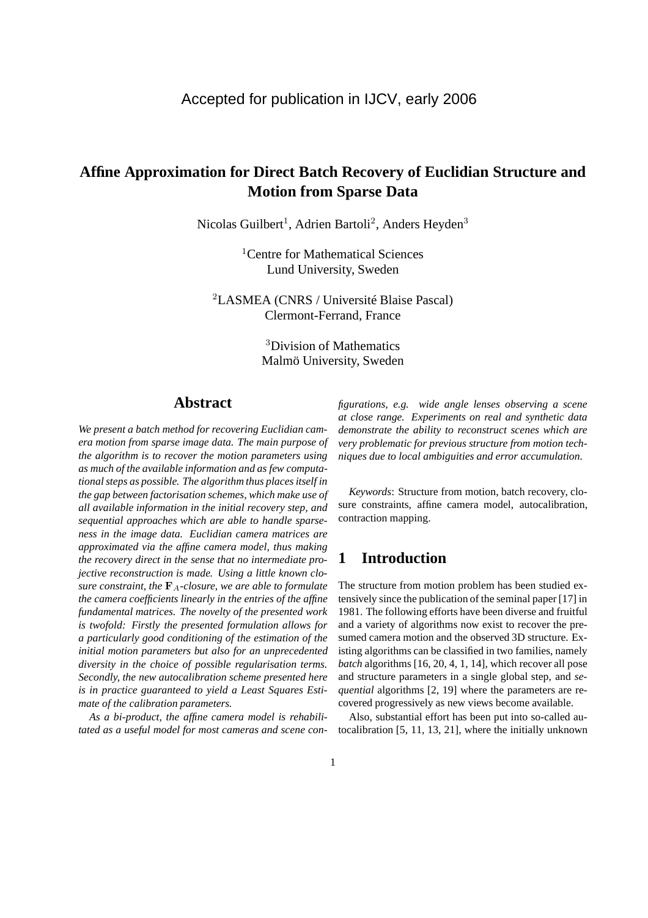Accepted for publication in IJCV, early 2006

# Affine Approximation for Direct Batch Recovery of Euclidian Structure and Motion from Sparse Data

Nicolas Guilbert[1], Adrien Bartoli[2], Anders Heyden[3]

[1]Centre for Mathematical Sciences
Lund University, Sweden

[2]LASMEA (CNRS / Université Blaise Pascal)
Clermont-Ferrand, France

[3]Division of Mathematics
Malmö University, Sweden

## Abstract

*We present a batch method for recovering Euclidian camera motion from sparse image data. The main purpose of the algorithm is to recover the motion parameters using as much of the available information and as few computational steps as possible. The algorithm thus places itself in the gap between factorisation schemes, which make use of all available information in the initial recovery step, and sequential approaches which are able to handle sparseness in the image data. Euclidian camera matrices are approximated via the affine camera model, thus making the recovery direct in the sense that no intermediate projective reconstruction is made. Using a little known closure constraint, the $\mathbf{F}_A$-closure, we are able to formulate the camera coefficients linearly in the entries of the affine fundamental matrices. The novelty of the presented work is twofold: Firstly the presented formulation allows for a particularly good conditioning of the estimation of the initial motion parameters but also for an unprecedented diversity in the choice of possible regularisation terms. Secondly, the new autocalibration scheme presented here is in practice guaranteed to yield a Least Squares Estimate of the calibration parameters.*

*As a bi-product, the affine camera model is rehabilitated as a useful model for most cameras and scene configurations, e.g. wide angle lenses observing a scene at close range. Experiments on real and synthetic data demonstrate the ability to reconstruct scenes which are very problematic for previous structure from motion techniques due to local ambiguities and error accumulation.*

*Keywords*: Structure from motion, batch recovery, closure constraints, affine camera model, autocalibration, contraction mapping.

## 1 Introduction

The structure from motion problem has been studied extensively since the publication of the seminal paper [17] in 1981. The following efforts have been diverse and fruitful and a variety of algorithms now exist to recover the presumed camera motion and the observed 3D structure. Existing algorithms can be classified in two families, namely *batch* algorithms [16, 20, 4, 1, 14], which recover all pose and structure parameters in a single global step, and *sequential* algorithms [2, 19] where the parameters are recovered progressively as new views become available.

Also, substantial effort has been put into so-called autocalibration [5, 11, 13, 21], where the initially unknown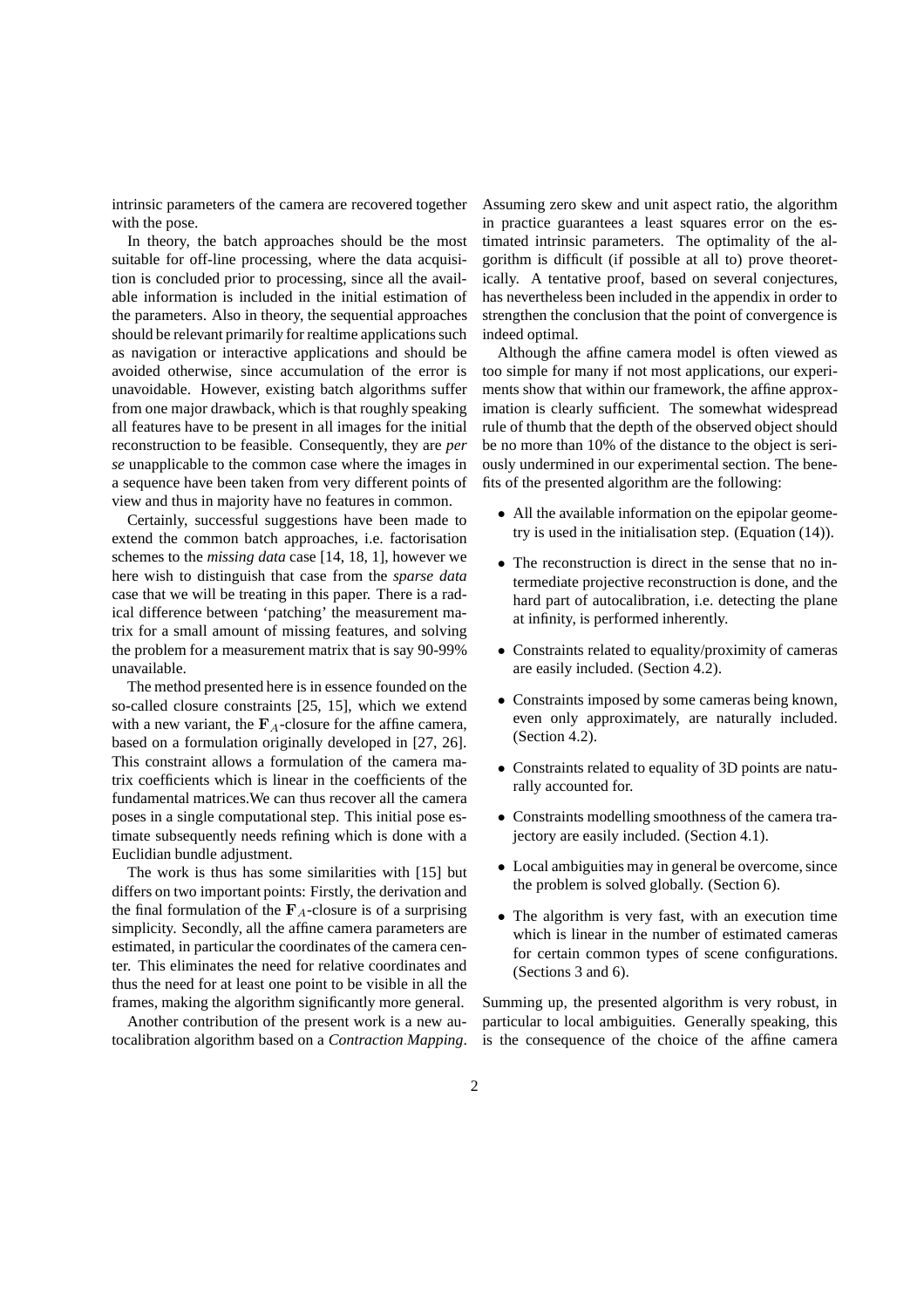intrinsic parameters of the camera are recovered together with the pose.

In theory, the batch approaches should be the most suitable for off-line processing, where the data acquisition is concluded prior to processing, since all the available information is included in the initial estimation of the parameters. Also in theory, the sequential approaches should be relevant primarily for realtime applications such as navigation or interactive applications and should be avoided otherwise, since accumulation of the error is unavoidable. However, existing batch algorithms suffer from one major drawback, which is that roughly speaking all features have to be present in all images for the initial reconstruction to be feasible. Consequently, they are *per se* unapplicable to the common case where the images in a sequence have been taken from very different points of view and thus in majority have no features in common.

Certainly, successful suggestions have been made to extend the common batch approaches, i.e. factorisation schemes to the *missing data* case [14, 18, 1], however we here wish to distinguish that case from the *sparse data* case that we will be treating in this paper. There is a radical difference between 'patching' the measurement matrix for a small amount of missing features, and solving the problem for a measurement matrix that is say 90-99% unavailable.

The method presented here is in essence founded on the so-called closure constraints [25, 15], which we extend with a new variant, the $\mathbf{F}_A$-closure for the affine camera, based on a formulation originally developed in [27, 26]. This constraint allows a formulation of the camera matrix coefficients which is linear in the coefficients of the fundamental matrices.We can thus recover all the camera poses in a single computational step. This initial pose estimate subsequently needs refining which is done with a Euclidian bundle adjustment.

The work is thus has some similarities with [15] but differs on two important points: Firstly, the derivation and the final formulation of the $\mathbf{F}_A$-closure is of a surprising simplicity. Secondly, all the affine camera parameters are estimated, in particular the coordinates of the camera center. This eliminates the need for relative coordinates and thus the need for at least one point to be visible in all the frames, making the algorithm significantly more general.

Another contribution of the present work is a new autocalibration algorithm based on a *Contraction Mapping*. Assuming zero skew and unit aspect ratio, the algorithm in practice guarantees a least squares error on the estimated intrinsic parameters. The optimality of the algorithm is difficult (if possible at all to) prove theoretically. A tentative proof, based on several conjectures, has nevertheless been included in the appendix in order to strengthen the conclusion that the point of convergence is indeed optimal.

Although the affine camera model is often viewed as too simple for many if not most applications, our experiments show that within our framework, the affine approximation is clearly sufficient. The somewhat widespread rule of thumb that the depth of the observed object should be no more than 10% of the distance to the object is seriously undermined in our experimental section. The benefits of the presented algorithm are the following:

- All the available information on the epipolar geometry is used in the initialisation step. (Equation (14)).
- The reconstruction is direct in the sense that no intermediate projective reconstruction is done, and the hard part of autocalibration, i.e. detecting the plane at infinity, is performed inherently.
- Constraints related to equality/proximity of cameras are easily included. (Section 4.2).
- Constraints imposed by some cameras being known, even only approximately, are naturally included. (Section 4.2).
- Constraints related to equality of 3D points are naturally accounted for.
- Constraints modelling smoothness of the camera trajectory are easily included. (Section 4.1).
- Local ambiguities may in general be overcome, since the problem is solved globally. (Section 6).
- The algorithm is very fast, with an execution time which is linear in the number of estimated cameras for certain common types of scene configurations. (Sections 3 and 6).

Summing up, the presented algorithm is very robust, in particular to local ambiguities. Generally speaking, this is the consequence of the choice of the affine camera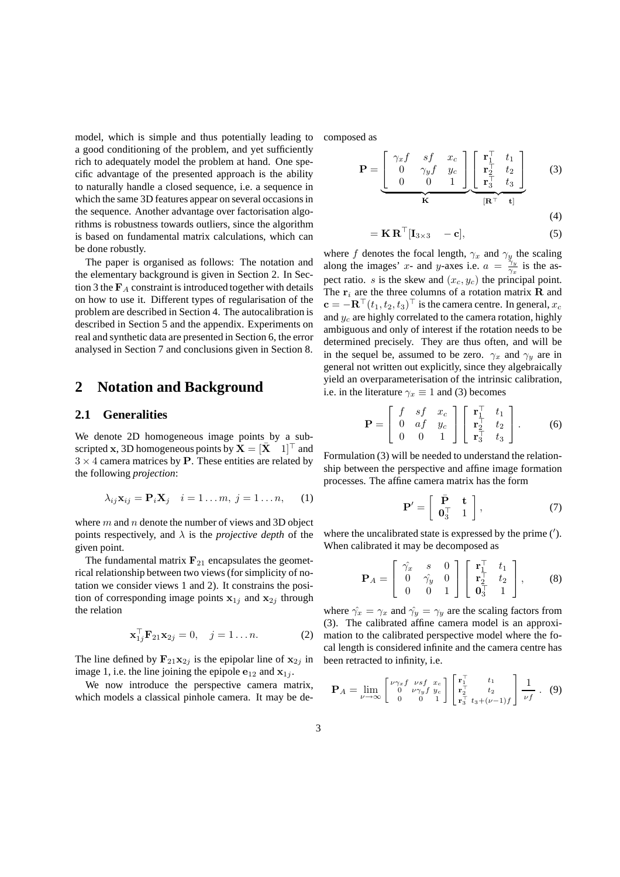model, which is simple and thus potentially leading to a good conditioning of the problem, and yet sufficiently rich to adequately model the problem at hand. One specific advantage of the presented approach is the ability to naturally handle a closed sequence, i.e. a sequence in which the same 3D features appear on several occasions in the sequence. Another advantage over factorisation algorithms is robustness towards outliers, since the algorithm is based on fundamental matrix calculations, which can be done robustly.

The paper is organised as follows: The notation and the elementary background is given in Section 2. In Section 3 the $\mathbf{F}_A$ constraint is introduced together with details on how to use it. Different types of regularisation of the problem are described in Section 4. The autocalibration is described in Section 5 and the appendix. Experiments on real and synthetic data are presented in Section 6, the error analysed in Section 7 and conclusions given in Section 8.

## 2 Notation and Background

### 2.1 Generalities

We denote 2D homogeneous image points by a subscripted $\mathbf{x}$, 3D homogeneous points by $\mathbf{X} = [\bar{\mathbf{X}} \quad 1]^\top$ and $3 \times 4$ camera matrices by $\mathbf{P}$. These entities are related by the following *projection*:

$$\lambda_{ij}\mathbf{x}_{ij} = \mathbf{P}_i\mathbf{X}_j \quad i = 1 \ldots m,\ j = 1 \ldots n, \qquad (1)$$

where $m$ and $n$ denote the number of views and 3D object points respectively, and $\lambda$ is the *projective depth* of the given point.

The fundamental matrix $\mathbf{F}_{21}$ encapsulates the geometrical relationship between two views (for simplicity of notation we consider views 1 and 2). It constrains the position of corresponding image points $\mathbf{x}_{1j}$ and $\mathbf{x}_{2j}$ through the relation

$$\mathbf{x}_{1j}^\top \mathbf{F}_{21}\mathbf{x}_{2j} = 0, \quad j = 1 \ldots n. \qquad (2)$$

The line defined by $\mathbf{F}_{21}\mathbf{x}_{2j}$ is the epipolar line of $\mathbf{x}_{2j}$ in image 1, i.e. the line joining the epipole $\mathbf{e}_{12}$ and $\mathbf{x}_{1j}$.

We now introduce the perspective camera matrix, which models a classical pinhole camera. It may be decomposed as

$$\mathbf{P} = \underbrace{\begin{bmatrix} \gamma_x f & sf & x_c \\ 0 & \gamma_y f & y_c \\ 0 & 0 & 1 \end{bmatrix}}_{\mathbf{K}} \underbrace{\begin{bmatrix} \mathbf{r}_1^\top & t_1 \\ \mathbf{r}_2^\top & t_2 \\ \mathbf{r}_3^\top & t_3 \end{bmatrix}}_{[\mathbf{R}^\top \quad \mathbf{t}]} \qquad (3)$$

$$(4)$$

$$= \mathbf{K}\,\mathbf{R}^\top[\mathbf{I}_{3\times3} \quad -\mathbf{c}], \qquad (5)$$

where $f$ denotes the focal length, $\gamma_x$ and $\gamma_y$ the scaling along the images' $x$- and $y$-axes i.e. $a = \frac{\gamma_y}{\gamma_x}$ is the aspect ratio. $s$ is the skew and $(x_c, y_c)$ the principal point. The $\mathbf{r}_i$ are the three columns of a rotation matrix $\mathbf{R}$ and $\mathbf{c} = -\mathbf{R}^\top(t_1, t_2, t_3)^\top$ is the camera centre. In general, $x_c$ and $y_c$ are highly correlated to the camera rotation, highly ambiguous and only of interest if the rotation needs to be determined precisely. They are thus often, and will be in the sequel be, assumed to be zero. $\gamma_x$ and $\gamma_y$ are in general not written out explicitly, since they algebraically yield an overparameterisation of the intrinsic calibration, i.e. in the literature $\gamma_x \equiv 1$ and (3) becomes

$$\mathbf{P} = \begin{bmatrix} f & sf & x_c \\ 0 & af & y_c \\ 0 & 0 & 1 \end{bmatrix} \begin{bmatrix} \mathbf{r}_1^\top & t_1 \\ \mathbf{r}_2^\top & t_2 \\ \mathbf{r}_3^\top & t_3 \end{bmatrix}. \qquad (6)$$

Formulation (3) will be needed to understand the relationship between the perspective and affine image formation processes. The affine camera matrix has the form

$$\mathbf{P}' = \begin{bmatrix} \bar{\mathbf{P}} & \mathbf{t} \\ \mathbf{0}_3^\top & 1 \end{bmatrix}, \qquad (7)$$

where the uncalibrated state is expressed by the prime ($'$). When calibrated it may be decomposed as

$$\mathbf{P}_A = \begin{bmatrix} \hat{\gamma_x} & s & 0 \\ 0 & \hat{\gamma_y} & 0 \\ 0 & 0 & 1 \end{bmatrix} \begin{bmatrix} \mathbf{r}_1^\top & t_1 \\ \mathbf{r}_2^\top & t_2 \\ \mathbf{0}_3^\top & 1 \end{bmatrix}, \qquad (8)$$

where $\hat{\gamma_x} = \gamma_x$ and $\hat{\gamma_y} = \gamma_y$ are the scaling factors from (3). The calibrated affine camera model is an approximation to the calibrated perspective model where the focal length is considered infinite and the camera centre has been retracted to infinity, i.e.

$$\mathbf{P}_A = \lim_{\nu \to \infty} \begin{bmatrix} \nu\gamma_x f & \nu s f & x_c \\ 0 & \nu\gamma_y f & y_c \\ 0 & 0 & 1 \end{bmatrix} \begin{bmatrix} \mathbf{r}_1^\top & t_1 \\ \mathbf{r}_2^\top & t_2 \\ \mathbf{r}_3^\top & t_3 + (\nu - 1)f \end{bmatrix} \frac{1}{\nu f}. \qquad (9)$$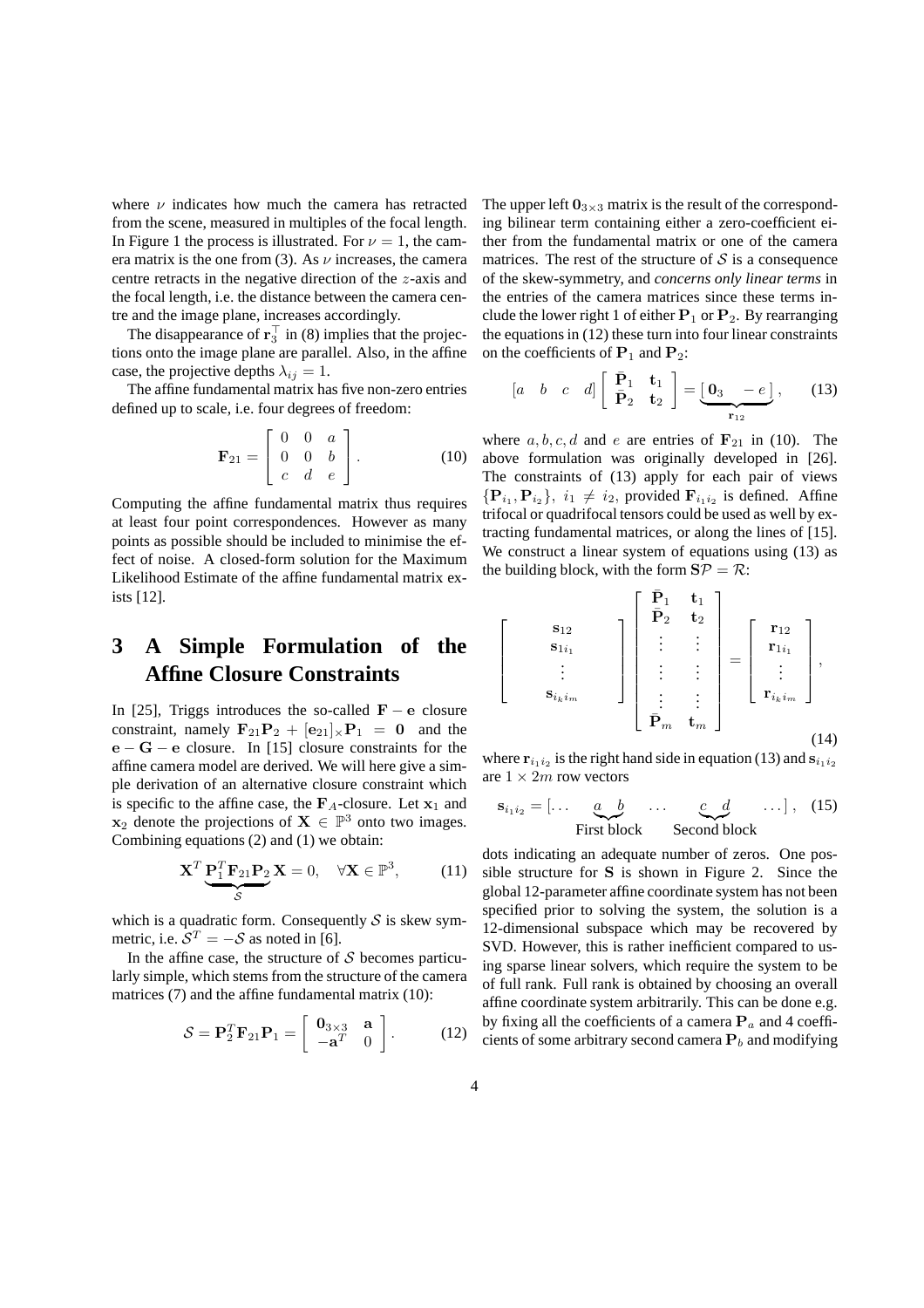where $\nu$ indicates how much the camera has retracted from the scene, measured in multiples of the focal length. In Figure 1 the process is illustrated. For $\nu = 1$, the camera matrix is the one from (3). As $\nu$ increases, the camera centre retracts in the negative direction of the $z$-axis and the focal length, i.e. the distance between the camera centre and the image plane, increases accordingly.

The disappearance of $\mathbf{r}_3^\top$ in (8) implies that the projections onto the image plane are parallel. Also, in the affine case, the projective depths $\lambda_{ij} = 1$.

The affine fundamental matrix has five non-zero entries defined up to scale, i.e. four degrees of freedom:

$$\mathbf{F}_{21} = \begin{bmatrix} 0 & 0 & a \\ 0 & 0 & b \\ c & d & e \end{bmatrix}. \tag{10}$$

Computing the affine fundamental matrix thus requires at least four point correspondences. However as many points as possible should be included to minimise the effect of noise. A closed-form solution for the Maximum Likelihood Estimate of the affine fundamental matrix exists [12].

## 3 A Simple Formulation of the Affine Closure Constraints

In [25], Triggs introduces the so-called $\mathbf{F} - \mathbf{e}$ closure constraint, namely $\mathbf{F}_{21}\mathbf{P}_2 + [\mathbf{e}_{21}]_\times \mathbf{P}_1 = \mathbf{0}$ and the $\mathbf{e} - \mathbf{G} - \mathbf{e}$ closure. In [15] closure constraints for the affine camera model are derived. We will here give a simple derivation of an alternative closure constraint which is specific to the affine case, the $\mathbf{F}_A$-closure. Let $\mathbf{x}_1$ and $\mathbf{x}_2$ denote the projections of $\mathbf{X} \in \mathbb{P}^3$ onto two images. Combining equations (2) and (1) we obtain:

$$\mathbf{X}^T \underbrace{\mathbf{P}_1^T \mathbf{F}_{21} \mathbf{P}_2}_{\mathcal{S}} \mathbf{X} = 0, \quad \forall \mathbf{X} \in \mathbb{P}^3, \tag{11}$$

which is a quadratic form. Consequently $\mathcal{S}$ is skew symmetric, i.e. $\mathcal{S}^T = -\mathcal{S}$ as noted in [6].

In the affine case, the structure of $\mathcal{S}$ becomes particularly simple, which stems from the structure of the camera matrices (7) and the affine fundamental matrix (10):

$$\mathcal{S} = \mathbf{P}_2^T \mathbf{F}_{21} \mathbf{P}_1 = \begin{bmatrix} \mathbf{0}_{3\times3} & \mathbf{a} \\ -\mathbf{a}^T & 0 \end{bmatrix}. \tag{12}$$

The upper left $\mathbf{0}_{3\times3}$ matrix is the result of the corresponding bilinear term containing either a zero-coefficient either from the fundamental matrix or one of the camera matrices. The rest of the structure of $\mathcal{S}$ is a consequence of the skew-symmetry, and *concerns only linear terms* in the entries of the camera matrices since these terms include the lower right 1 of either $\mathbf{P}_1$ or $\mathbf{P}_2$. By rearranging the equations in (12) these turn into four linear constraints on the coefficients of $\mathbf{P}_1$ and $\mathbf{P}_2$:

$$\begin{bmatrix} a & b & c & d \end{bmatrix} \begin{bmatrix} \bar{\mathbf{P}}_1 & \mathbf{t}_1 \\ \bar{\mathbf{P}}_2 & \mathbf{t}_2 \end{bmatrix} = \underbrace{\begin{bmatrix} \mathbf{0}_3 & -e \end{bmatrix}}_{\mathbf{r}_{12}}, \tag{13}$$

where $a, b, c, d$ and $e$ are entries of $\mathbf{F}_{21}$ in (10). The above formulation was originally developed in [26]. The constraints of (13) apply for each pair of views $\{\mathbf{P}_{i_1}, \mathbf{P}_{i_2}\}$, $i_1 \neq i_2$, provided $\mathbf{F}_{i_1 i_2}$ is defined. Affine trifocal or quadrifocal tensors could be used as well by extracting fundamental matrices, or along the lines of [15]. We construct a linear system of equations using (13) as the building block, with the form $\mathbf{S}\mathcal{P} = \mathcal{R}$:

$$\begin{bmatrix} \mathbf{s}_{12} \\ \mathbf{s}_{1i_1} \\ \vdots \\ \mathbf{s}_{i_k i_m} \end{bmatrix} \begin{bmatrix} \bar{\mathbf{P}}_1 & \mathbf{t}_1 \\ \bar{\mathbf{P}}_2 & \mathbf{t}_2 \\ \vdots & \vdots \\ \vdots & \vdots \\ \vdots & \vdots \\ \bar{\mathbf{P}}_m & \mathbf{t}_m \end{bmatrix} = \begin{bmatrix} \mathbf{r}_{12} \\ \mathbf{r}_{1i_1} \\ \vdots \\ \mathbf{r}_{i_k i_m} \end{bmatrix}, \tag{14}$$

where $\mathbf{r}_{i_1 i_2}$ is the right hand side in equation (13) and $\mathbf{s}_{i_1 i_2}$ are $1 \times 2m$ row vectors

$$\mathbf{s}_{i_1 i_2} = [\ldots \underbrace{a \quad b}_{\text{First block}} \quad \ldots \quad \underbrace{c \quad d}_{\text{Second block}} \quad \ldots], \tag{15}$$

dots indicating an adequate number of zeros. One possible structure for $\mathbf{S}$ is shown in Figure 2. Since the global 12-parameter affine coordinate system has not been specified prior to solving the system, the solution is a 12-dimensional subspace which may be recovered by SVD. However, this is rather inefficient compared to using sparse linear solvers, which require the system to be of full rank. Full rank is obtained by choosing an overall affine coordinate system arbitrarily. This can be done e.g. by fixing all the coefficients of a camera $\mathbf{P}_a$ and 4 coefficients of some arbitrary second camera $\mathbf{P}_b$ and modifying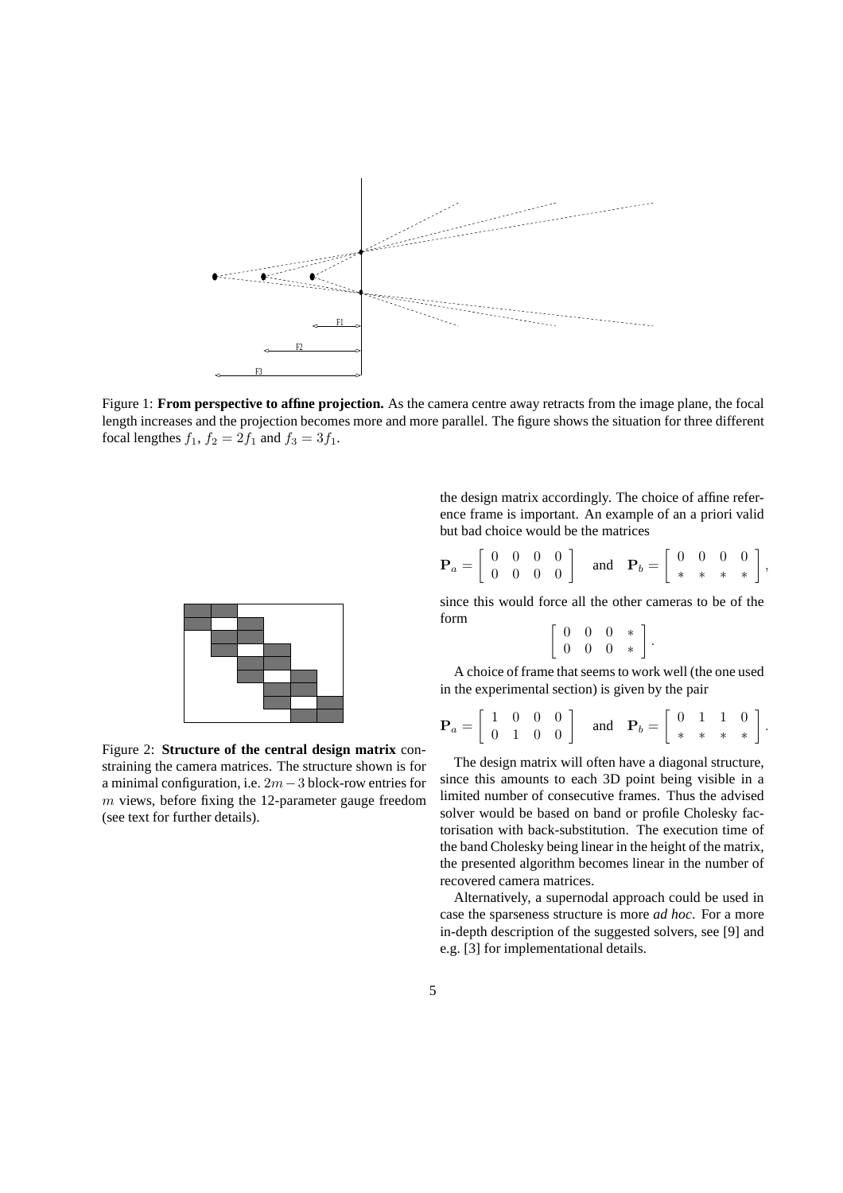Figure 1: **From perspective to affine projection.** As the camera centre away retracts from the image plane, the focal length increases and the projection becomes more and more parallel. The figure shows the situation for three different focal lengthes $f_1$, $f_2 = 2f_1$ and $f_3 = 3f_1$.

Figure 2: **Structure of the central design matrix** constraining the camera matrices. The structure shown is for a minimal configuration, i.e. $2m-3$ block-row entries for $m$ views, before fixing the 12-parameter gauge freedom (see text for further details).

the design matrix accordingly. The choice of affine reference frame is important. An example of an a priori valid but bad choice would be the matrices

$$\mathbf{P}_a = \begin{bmatrix} 0 & 0 & 0 & 0 \\ 0 & 0 & 0 & 0 \end{bmatrix} \quad \text{and} \quad \mathbf{P}_b = \begin{bmatrix} 0 & 0 & 0 & 0 \\ * & * & * & * \end{bmatrix},$$

since this would force all the other cameras to be of the form

$$\begin{bmatrix} 0 & 0 & 0 & * \\ 0 & 0 & 0 & * \end{bmatrix}.$$

A choice of frame that seems to work well (the one used in the experimental section) is given by the pair

$$\mathbf{P}_a = \begin{bmatrix} 1 & 0 & 0 & 0 \\ 0 & 1 & 0 & 0 \end{bmatrix} \quad \text{and} \quad \mathbf{P}_b = \begin{bmatrix} 0 & 1 & 1 & 0 \\ * & * & * & * \end{bmatrix}.$$

The design matrix will often have a diagonal structure, since this amounts to each 3D point being visible in a limited number of consecutive frames. Thus the advised solver would be based on band or profile Cholesky factorisation with back-substitution. The execution time of the band Cholesky being linear in the height of the matrix, the presented algorithm becomes linear in the number of recovered camera matrices.

Alternatively, a supernodal approach could be used in case the sparseness structure is more *ad hoc*. For a more in-depth description of the suggested solvers, see [9] and e.g. [3] for implementational details.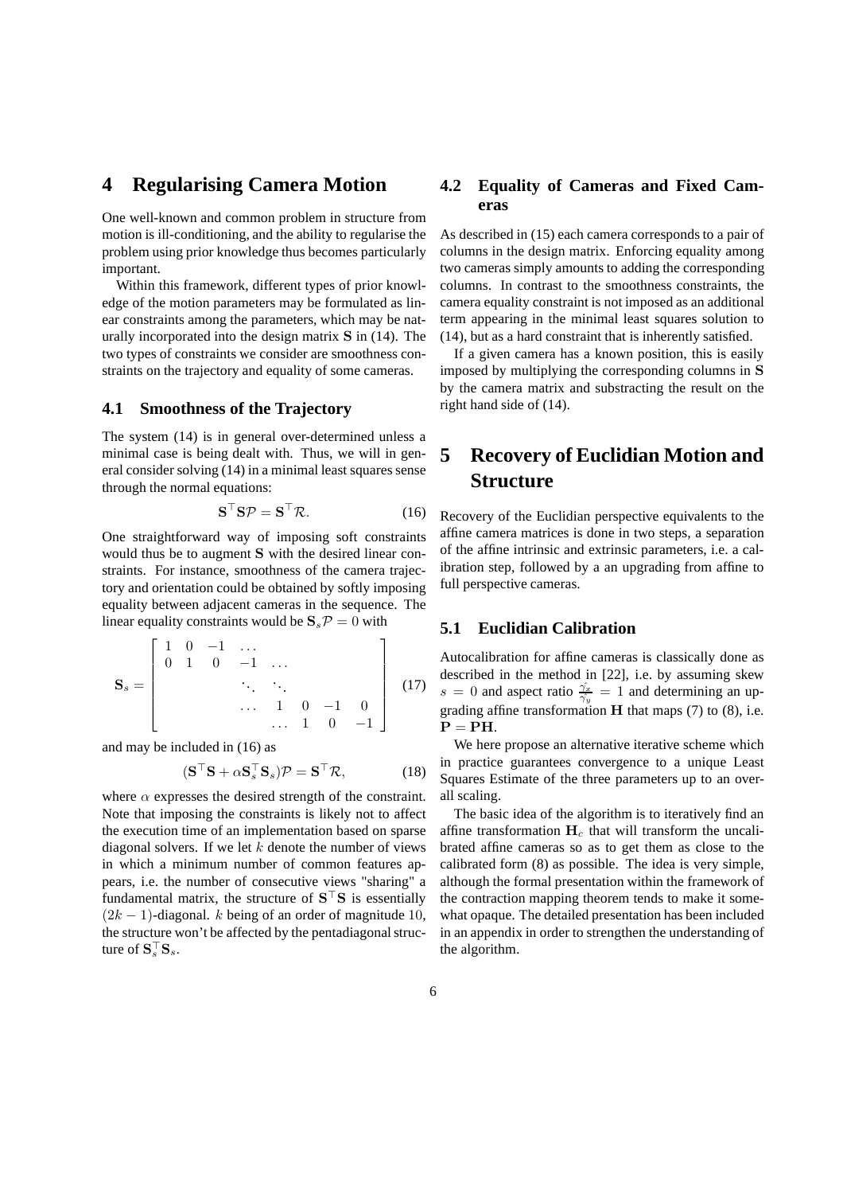# 4 Regularising Camera Motion

One well-known and common problem in structure from motion is ill-conditioning, and the ability to regularise the problem using prior knowledge thus becomes particularly important.

Within this framework, different types of prior knowledge of the motion parameters may be formulated as linear constraints among the parameters, which may be naturally incorporated into the design matrix $\mathbf{S}$ in (14). The two types of constraints we consider are smoothness constraints on the trajectory and equality of some cameras.

## 4.1 Smoothness of the Trajectory

The system (14) is in general over-determined unless a minimal case is being dealt with. Thus, we will in general consider solving (14) in a minimal least squares sense through the normal equations:

$$\mathbf{S}^\top \mathbf{S} \mathcal{P} = \mathbf{S}^\top \mathcal{R}. \tag{16}$$

One straightforward way of imposing soft constraints would thus be to augment $\mathbf{S}$ with the desired linear constraints. For instance, smoothness of the camera trajectory and orientation could be obtained by softly imposing equality between adjacent cameras in the sequence. The linear equality constraints would be $\mathbf{S}_s \mathcal{P} = 0$ with

$$\mathbf{S}_s = \begin{bmatrix} 1 & 0 & -1 & \dots & & & & \\ 0 & 1 & 0 & -1 & \dots & & & \\ & & & \ddots & \ddots & & & \\ & & & \dots & 1 & 0 & -1 & 0 \\ & & & & \dots & 1 & 0 & -1 \end{bmatrix} \tag{17}$$

and may be included in (16) as

$$(\mathbf{S}^\top \mathbf{S} + \alpha \mathbf{S}_s^\top \mathbf{S}_s) \mathcal{P} = \mathbf{S}^\top \mathcal{R}, \tag{18}$$

where $\alpha$ expresses the desired strength of the constraint. Note that imposing the constraints is likely not to affect the execution time of an implementation based on sparse diagonal solvers. If we let $k$ denote the number of views in which a minimum number of common features appears, i.e. the number of consecutive views "sharing" a fundamental matrix, the structure of $\mathbf{S}^\top \mathbf{S}$ is essentially $(2k-1)$-diagonal. $k$ being of an order of magnitude $10$, the structure won't be affected by the pentadiagonal structure of $\mathbf{S}_s^\top \mathbf{S}_s$.

## 4.2 Equality of Cameras and Fixed Cameras

As described in (15) each camera corresponds to a pair of columns in the design matrix. Enforcing equality among two cameras simply amounts to adding the corresponding columns. In contrast to the smoothness constraints, the camera equality constraint is not imposed as an additional term appearing in the minimal least squares solution to (14), but as a hard constraint that is inherently satisfied.

If a given camera has a known position, this is easily imposed by multiplying the corresponding columns in $\mathbf{S}$ by the camera matrix and substracting the result on the right hand side of (14).

# 5 Recovery of Euclidian Motion and Structure

Recovery of the Euclidian perspective equivalents to the affine camera matrices is done in two steps, a separation of the affine intrinsic and extrinsic parameters, i.e. a calibration step, followed by a an upgrading from affine to full perspective cameras.

## 5.1 Euclidian Calibration

Autocalibration for affine cameras is classically done as described in the method in [22], i.e. by assuming skew $s = 0$ and aspect ratio $\frac{\gamma_x}{\gamma_y} = 1$ and determining an upgrading affine transformation $\mathbf{H}$ that maps (7) to (8), i.e. $\mathbf{P} = \mathbf{P}\mathbf{H}$.

We here propose an alternative iterative scheme which in practice guarantees convergence to a unique Least Squares Estimate of the three parameters up to an overall scaling.

The basic idea of the algorithm is to iteratively find an affine transformation $\mathbf{H}_c$ that will transform the uncalibrated affine cameras so as to get them as close to the calibrated form (8) as possible. The idea is very simple, although the formal presentation within the framework of the contraction mapping theorem tends to make it somewhat opaque. The detailed presentation has been included in an appendix in order to strengthen the understanding of the algorithm.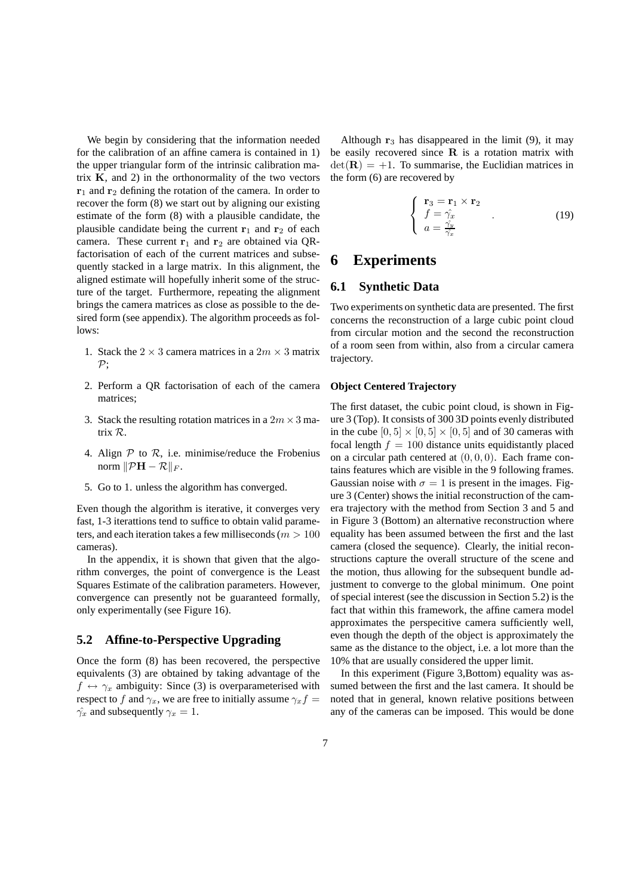We begin by considering that the information needed for the calibration of an affine camera is contained in 1) the upper triangular form of the intrinsic calibration matrix $\mathbf{K}$, and 2) in the orthonormality of the two vectors $\mathbf{r}_1$ and $\mathbf{r}_2$ defining the rotation of the camera. In order to recover the form (8) we start out by aligning our existing estimate of the form (8) with a plausible candidate, the plausible candidate being the current $\mathbf{r}_1$ and $\mathbf{r}_2$ of each camera. These current $\mathbf{r}_1$ and $\mathbf{r}_2$ are obtained via QR-factorisation of each of the current matrices and subsequently stacked in a large matrix. In this alignment, the aligned estimate will hopefully inherit some of the structure of the target. Furthermore, repeating the alignment brings the camera matrices as close as possible to the desired form (see appendix). The algorithm proceeds as follows:

1. Stack the $2 \times 3$ camera matrices in a $2m \times 3$ matrix $\mathcal{P}$;
2. Perform a QR factorisation of each of the camera matrices;
3. Stack the resulting rotation matrices in a $2m \times 3$ matrix $\mathcal{R}$.
4. Align $\mathcal{P}$ to $\mathcal{R}$, i.e. minimise/reduce the Frobenius norm $\|\mathcal{P}\mathbf{H} - \mathcal{R}\|_F$.
5. Go to 1. unless the algorithm has converged.

Even though the algorithm is iterative, it converges very fast, 1-3 iterattions tend to suffice to obtain valid parameters, and each iteration takes a few milliseconds ($m > 100$ cameras).

In the appendix, it is shown that given that the algorithm converges, the point of convergence is the Least Squares Estimate of the calibration parameters. However, convergence can presently not be guaranteed formally, only experimentally (see Figure 16).

## 5.2 Affine-to-Perspective Upgrading

Once the form (8) has been recovered, the perspective equivalents (3) are obtained by taking advantage of the $f \leftrightarrow \gamma_x$ ambiguity: Since (3) is overparameterised with respect to $f$ and $\gamma_x$, we are free to initially assume $\gamma_x f = \hat{\gamma_x}$ and subsequently $\gamma_x = 1$.

Although $\mathbf{r}_3$ has disappeared in the limit (9), it may be easily recovered since $\mathbf{R}$ is a rotation matrix with $\det(\mathbf{R}) = +1$. To summarise, the Euclidian matrices in the form (6) are recovered by

$$\begin{cases} \mathbf{r}_3 = \mathbf{r}_1 \times \mathbf{r}_2 \\ f = \hat{\gamma_x} \\ a = \frac{\hat{\gamma_y}}{\hat{\gamma_x}} \end{cases} . \tag{19}$$

# 6 Experiments

## 6.1 Synthetic Data

Two experiments on synthetic data are presented. The first concerns the reconstruction of a large cubic point cloud from circular motion and the second the reconstruction of a room seen from within, also from a circular camera trajectory.

#### Object Centered Trajectory

The first dataset, the cubic point cloud, is shown in Figure 3 (Top). It consists of 300 3D points evenly distributed in the cube $[0,5] \times [0,5] \times [0,5]$ and of 30 cameras with focal length $f = 100$ distance units equidistantly placed on a circular path centered at $(0,0,0)$. Each frame contains features which are visible in the 9 following frames. Gaussian noise with $\sigma = 1$ is present in the images. Figure 3 (Center) shows the initial reconstruction of the camera trajectory with the method from Section 3 and 5 and in Figure 3 (Bottom) an alternative reconstruction where equality has been assumed between the first and the last camera (closed the sequence). Clearly, the initial reconstructions capture the overall structure of the scene and the motion, thus allowing for the subsequent bundle adjustment to converge to the global minimum. One point of special interest (see the discussion in Section 5.2) is the fact that within this framework, the affine camera model approximates the perspecitive camera sufficiently well, even though the depth of the object is approximately the same as the distance to the object, i.e. a lot more than the 10% that are usually considered the upper limit.

In this experiment (Figure 3,Bottom) equality was assumed between the first and the last camera. It should be noted that in general, known relative positions between any of the cameras can be imposed. This would be done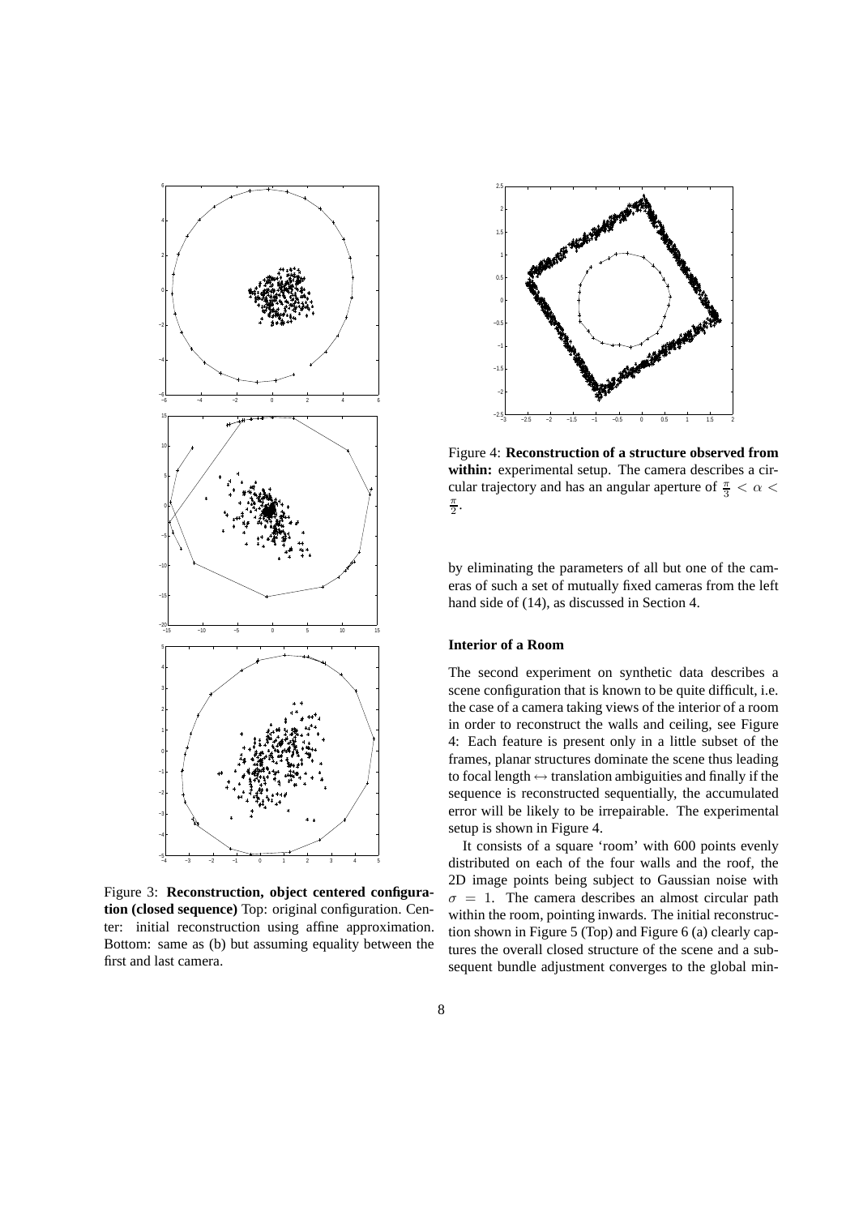Figure 3: **Reconstruction, object centered configuration (closed sequence)** Top: original configuration. Center: initial reconstruction using affine approximation. Bottom: same as (b) but assuming equality between the first and last camera.

Figure 4: **Reconstruction of a structure observed from within:** experimental setup. The camera describes a circular trajectory and has an angular aperture of $\frac{\pi}{3} < \alpha < \frac{\pi}{2}$.

by eliminating the parameters of all but one of the cameras of such a set of mutually fixed cameras from the left hand side of (14), as discussed in Section 4.

#### Interior of a Room

The second experiment on synthetic data describes a scene configuration that is known to be quite difficult, i.e. the case of a camera taking views of the interior of a room in order to reconstruct the walls and ceiling, see Figure 4: Each feature is present only in a little subset of the frames, planar structures dominate the scene thus leading to focal length $\leftrightarrow$ translation ambiguities and finally if the sequence is reconstructed sequentially, the accumulated error will be likely to be irrepairable. The experimental setup is shown in Figure 4.

It consists of a square 'room' with 600 points evenly distributed on each of the four walls and the roof, the 2D image points being subject to Gaussian noise with $\sigma = 1$. The camera describes an almost circular path within the room, pointing inwards. The initial reconstruction shown in Figure 5 (Top) and Figure 6 (a) clearly captures the overall closed structure of the scene and a subsequent bundle adjustment converges to the global min-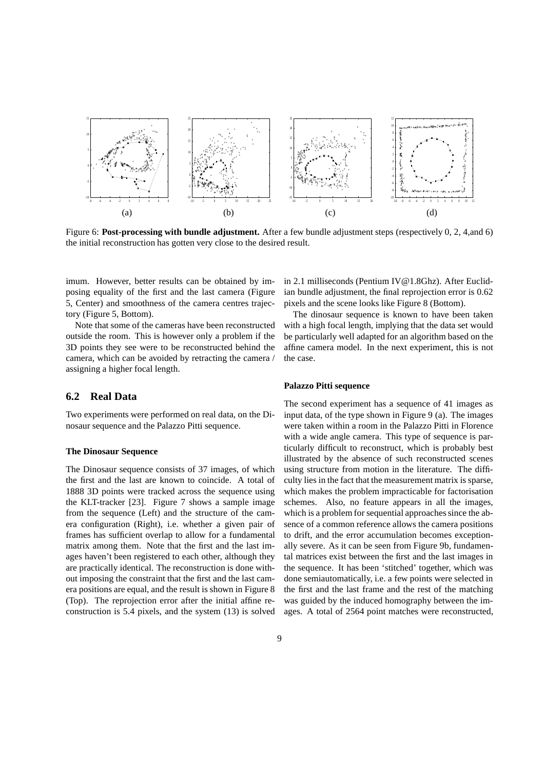(a) (b) (c) (d)

Figure 6: **Post-processing with bundle adjustment.** After a few bundle adjustment steps (respectively 0, 2, 4,and 6) the initial reconstruction has gotten very close to the desired result.

imum. However, better results can be obtained by imposing equality of the first and the last camera (Figure 5, Center) and smoothness of the camera centres trajectory (Figure 5, Bottom).

Note that some of the cameras have been reconstructed outside the room. This is however only a problem if the 3D points they see were to be reconstructed behind the camera, which can be avoided by retracting the camera / assigning a higher focal length.

## 6.2 Real Data

Two experiments were performed on real data, on the Dinosaur sequence and the Palazzo Pitti sequence.

#### The Dinosaur Sequence

The Dinosaur sequence consists of 37 images, of which the first and the last are known to coincide. A total of 1888 3D points were tracked across the sequence using the KLT-tracker [23]. Figure 7 shows a sample image from the sequence (Left) and the structure of the camera configuration (Right), i.e. whether a given pair of frames has sufficient overlap to allow for a fundamental matrix among them. Note that the first and the last images haven't been registered to each other, although they are practically identical. The reconstruction is done without imposing the constraint that the first and the last camera positions are equal, and the result is shown in Figure 8 (Top). The reprojection error after the initial affine reconstruction is 5.4 pixels, and the system (13) is solved in 2.1 milliseconds (Pentium IV@1.8Ghz). After Euclidian bundle adjustment, the final reprojection error is 0.62 pixels and the scene looks like Figure 8 (Bottom).

The dinosaur sequence is known to have been taken with a high focal length, implying that the data set would be particularly well adapted for an algorithm based on the affine camera model. In the next experiment, this is not the case.

#### Palazzo Pitti sequence

The second experiment has a sequence of 41 images as input data, of the type shown in Figure 9 (a). The images were taken within a room in the Palazzo Pitti in Florence with a wide angle camera. This type of sequence is particularly difficult to reconstruct, which is probably best illustrated by the absence of such reconstructed scenes using structure from motion in the literature. The difficulty lies in the fact that the measurement matrix is sparse, which makes the problem impracticable for factorisation schemes. Also, no feature appears in all the images, which is a problem for sequential approaches since the absence of a common reference allows the camera positions to drift, and the error accumulation becomes exceptionally severe. As it can be seen from Figure 9b, fundamental matrices exist between the first and the last images in the sequence. It has been 'stitched' together, which was done semiautomatically, i.e. a few points were selected in the first and the last frame and the rest of the matching was guided by the induced homography between the images. A total of 2564 point matches were reconstructed,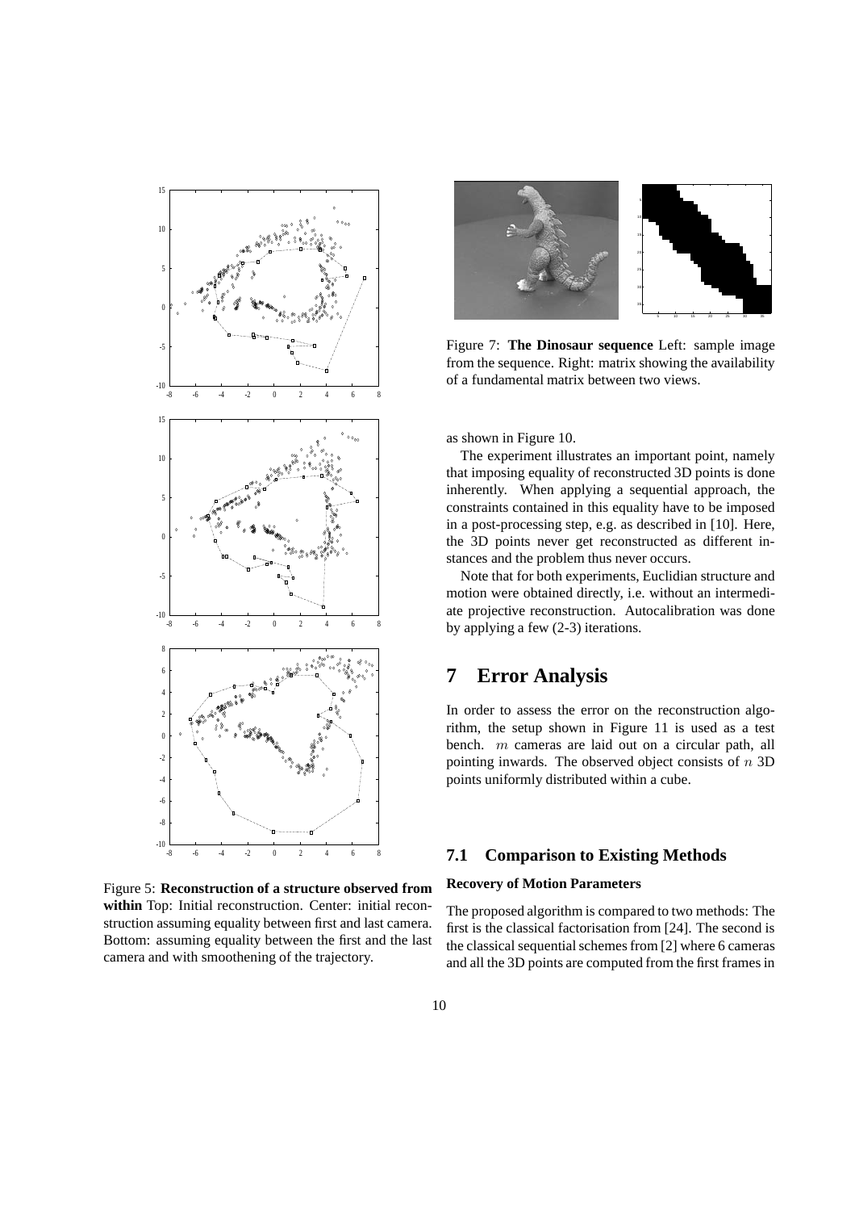Figure 5: **Reconstruction of a structure observed from within** Top: Initial reconstruction. Center: initial reconstruction assuming equality between first and last camera. Bottom: assuming equality between the first and the last camera and with smoothening of the trajectory.

Figure 7: **The Dinosaur sequence** Left: sample image from the sequence. Right: matrix showing the availability of a fundamental matrix between two views.

as shown in Figure 10.

The experiment illustrates an important point, namely that imposing equality of reconstructed 3D points is done inherently. When applying a sequential approach, the constraints contained in this equality have to be imposed in a post-processing step, e.g. as described in [10]. Here, the 3D points never get reconstructed as different instances and the problem thus never occurs.

Note that for both experiments, Euclidian structure and motion were obtained directly, i.e. without an intermediate projective reconstruction. Autocalibration was done by applying a few (2-3) iterations.

# 7 Error Analysis

In order to assess the error on the reconstruction algorithm, the setup shown in Figure 11 is used as a test bench. $m$ cameras are laid out on a circular path, all pointing inwards. The observed object consists of $n$ 3D points uniformly distributed within a cube.

## 7.1 Comparison to Existing Methods

#### Recovery of Motion Parameters

The proposed algorithm is compared to two methods: The first is the classical factorisation from [24]. The second is the classical sequential schemes from [2] where 6 cameras and all the 3D points are computed from the first frames in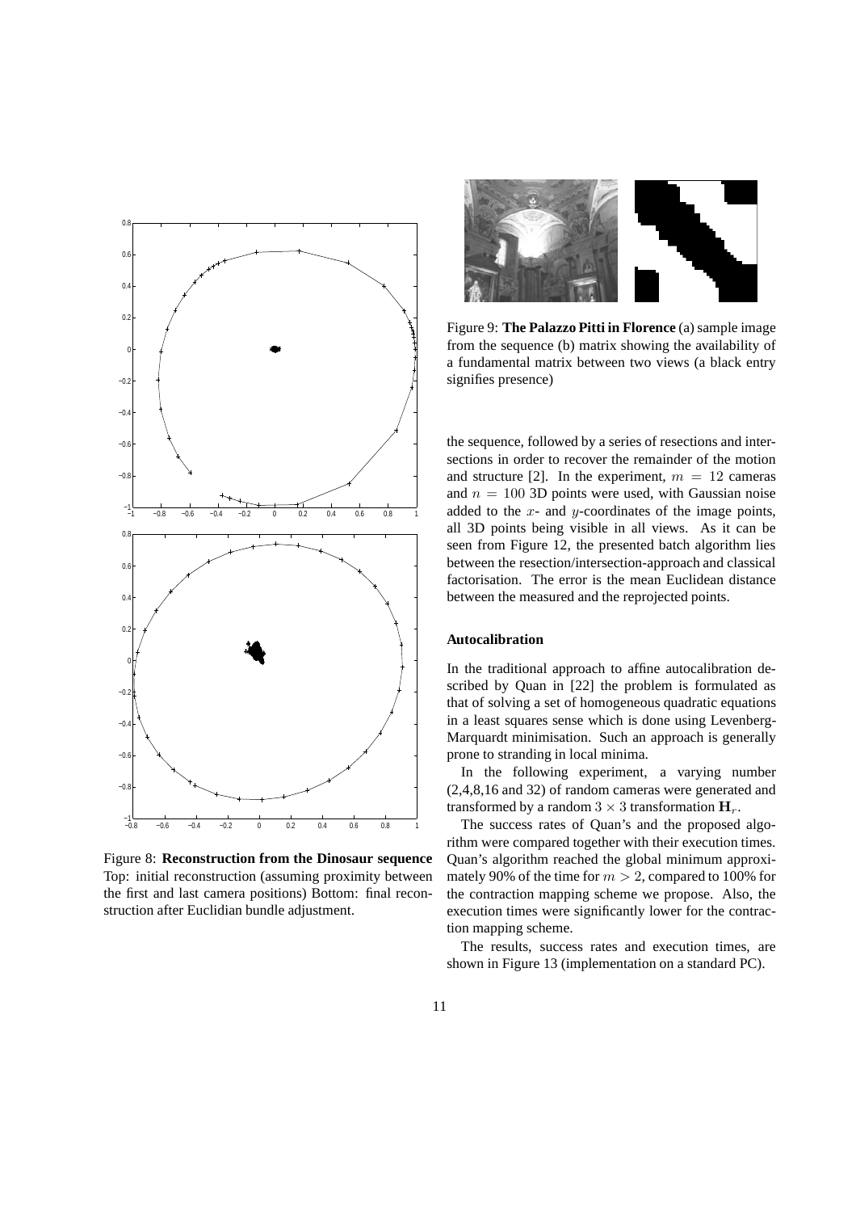Figure 8: **Reconstruction from the Dinosaur sequence** Top: initial reconstruction (assuming proximity between the first and last camera positions) Bottom: final reconstruction after Euclidian bundle adjustment.

Figure 9: **The Palazzo Pitti in Florence** (a) sample image from the sequence (b) matrix showing the availability of a fundamental matrix between two views (a black entry signifies presence)

the sequence, followed by a series of resections and intersections in order to recover the remainder of the motion and structure [2]. In the experiment, $m = 12$ cameras and $n = 100$ 3D points were used, with Gaussian noise added to the $x$- and $y$-coordinates of the image points, all 3D points being visible in all views. As it can be seen from Figure 12, the presented batch algorithm lies between the resection/intersection-approach and classical factorisation. The error is the mean Euclidean distance between the measured and the reprojected points.

#### Autocalibration

In the traditional approach to affine autocalibration described by Quan in [22] the problem is formulated as that of solving a set of homogeneous quadratic equations in a least squares sense which is done using Levenberg-Marquardt minimisation. Such an approach is generally prone to stranding in local minima.

In the following experiment, a varying number (2,4,8,16 and 32) of random cameras were generated and transformed by a random $3 \times 3$ transformation $\mathbf{H}_r$.

The success rates of Quan's and the proposed algorithm were compared together with their execution times. Quan's algorithm reached the global minimum approximately 90% of the time for $m > 2$, compared to 100% for the contraction mapping scheme we propose. Also, the execution times were significantly lower for the contraction mapping scheme.

The results, success rates and execution times, are shown in Figure 13 (implementation on a standard PC).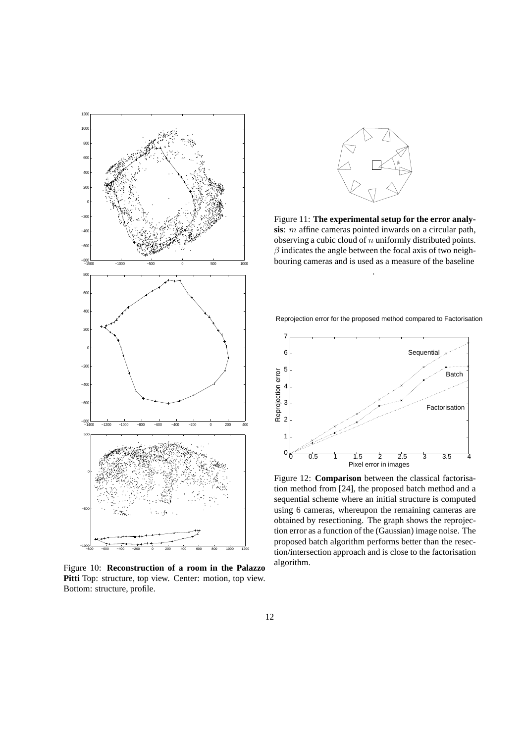Figure 10: **Reconstruction of a room in the Palazzo Pitti** Top: structure, top view. Center: motion, top view. Bottom: structure, profile.

Figure 11: **The experimental setup for the error analysis**: $m$ affine cameras pointed inwards on a circular path, observing a cubic cloud of $n$ uniformly distributed points. $\beta$ indicates the angle between the focal axis of two neighbouring cameras and is used as a measure of the baseline

.

Figure 12: **Comparison** between the classical factorisation method from [24], the proposed batch method and a sequential scheme where an initial structure is computed using 6 cameras, whereupon the remaining cameras are obtained by resectioning. The graph shows the reprojection error as a function of the (Gaussian) image noise. The proposed batch algorithm performs better than the resection/intersection approach and is close to the factorisation algorithm.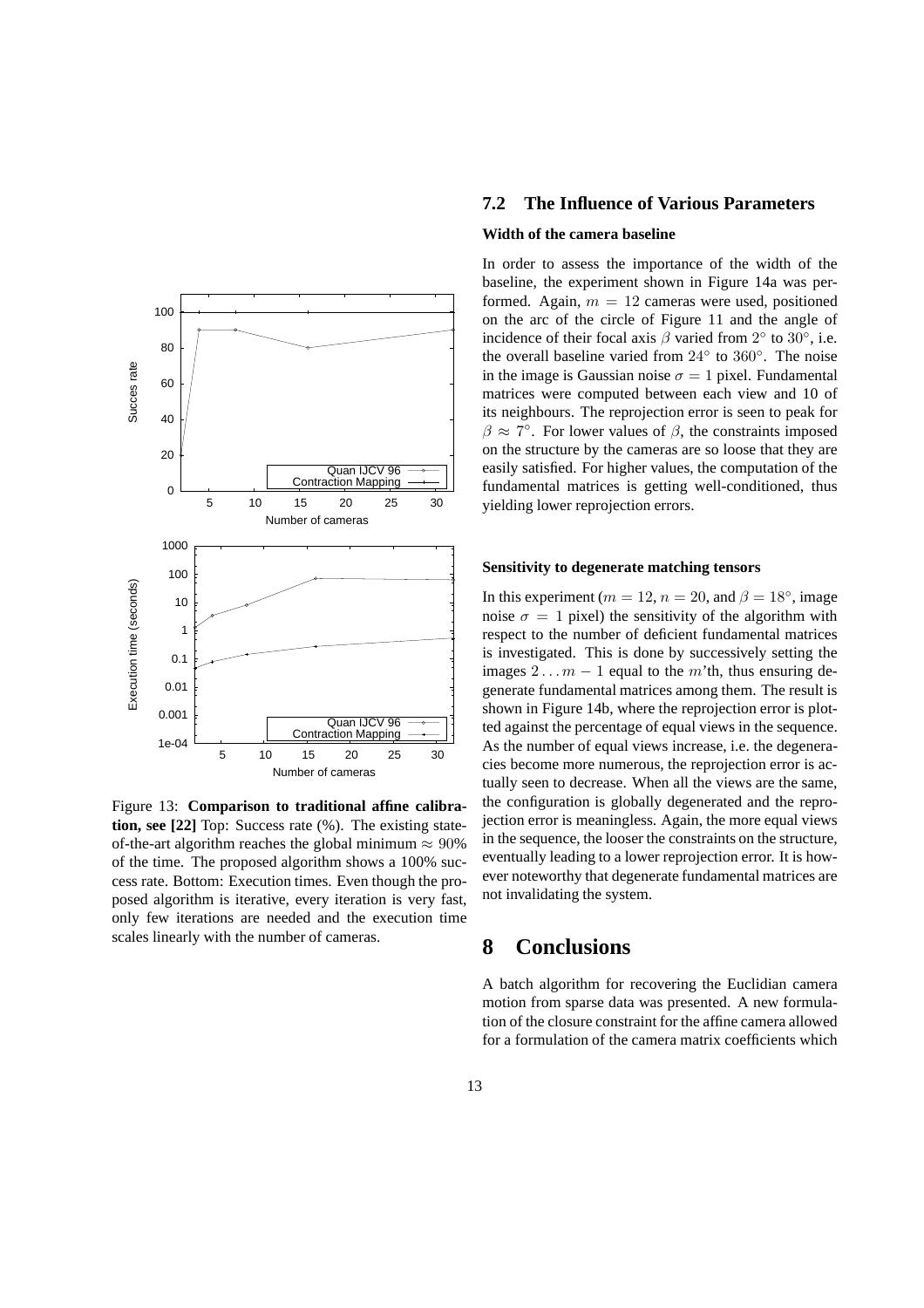Figure 13: **Comparison to traditional affine calibration, see [22]** Top: Success rate (%). The existing state-of-the-art algorithm reaches the global minimum $\approx 90\%$ of the time. The proposed algorithm shows a 100% success rate. Bottom: Execution times. Even though the proposed algorithm is iterative, every iteration is very fast, only few iterations are needed and the execution time scales linearly with the number of cameras.

## 7.2 The Influence of Various Parameters

### Width of the camera baseline

In order to assess the importance of the width of the baseline, the experiment shown in Figure 14a was performed. Again, $m = 12$ cameras were used, positioned on the arc of the circle of Figure 11 and the angle of incidence of their focal axis $\beta$ varied from $2°$ to $30°$, i.e. the overall baseline varied from $24°$ to $360°$. The noise in the image is Gaussian noise $\sigma = 1$ pixel. Fundamental matrices were computed between each view and 10 of its neighbours. The reprojection error is seen to peak for $\beta \approx 7°$. For lower values of $\beta$, the constraints imposed on the structure by the cameras are so loose that they are easily satisfied. For higher values, the computation of the fundamental matrices is getting well-conditioned, thus yielding lower reprojection errors.

### Sensitivity to degenerate matching tensors

In this experiment ($m = 12$, $n = 20$, and $\beta = 18°$, image noise $\sigma = 1$ pixel) the sensitivity of the algorithm with respect to the number of deficient fundamental matrices is investigated. This is done by successively setting the images $2 \ldots m-1$ equal to the $m$'th, thus ensuring degenerate fundamental matrices among them. The result is shown in Figure 14b, where the reprojection error is plotted against the percentage of equal views in the sequence. As the number of equal views increase, i.e. the degeneracies become more numerous, the reprojection error is actually seen to decrease. When all the views are the same, the configuration is globally degenerated and the reprojection error is meaningless. Again, the more equal views in the sequence, the looser the constraints on the structure, eventually leading to a lower reprojection error. It is however noteworthy that degenerate fundamental matrices are not invalidating the system.

# 8 Conclusions

A batch algorithm for recovering the Euclidian camera motion from sparse data was presented. A new formulation of the closure constraint for the affine camera allowed for a formulation of the camera matrix coefficients which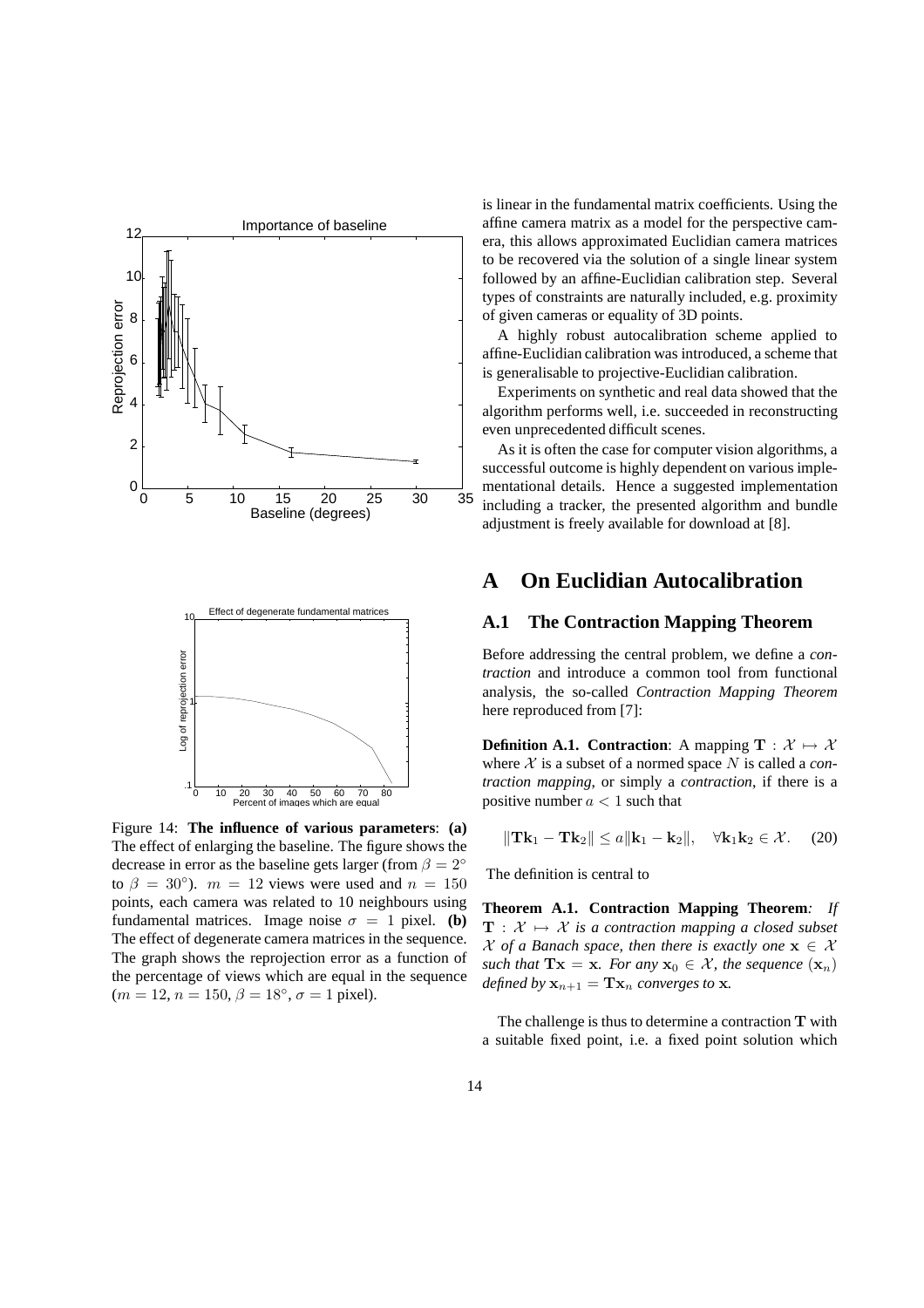Figure 14: **The influence of various parameters**: **(a)** The effect of enlarging the baseline. The figure shows the decrease in error as the baseline gets larger (from $\beta = 2^\circ$ to $\beta = 30^\circ$). $m = 12$ views were used and $n = 150$ points, each camera was related to 10 neighbours using fundamental matrices. Image noise $\sigma = 1$ pixel. **(b)** The effect of degenerate camera matrices in the sequence. The graph shows the reprojection error as a function of the percentage of views which are equal in the sequence ($m = 12$, $n = 150$, $\beta = 18^\circ$, $\sigma = 1$ pixel).

is linear in the fundamental matrix coefficients. Using the affine camera matrix as a model for the perspective camera, this allows approximated Euclidian camera matrices to be recovered via the solution of a single linear system followed by an affine-Euclidian calibration step. Several types of constraints are naturally included, e.g. proximity of given cameras or equality of 3D points.

A highly robust autocalibration scheme applied to affine-Euclidian calibration was introduced, a scheme that is generalisable to projective-Euclidian calibration.

Experiments on synthetic and real data showed that the algorithm performs well, i.e. succeeded in reconstructing even unprecedented difficult scenes.

As it is often the case for computer vision algorithms, a successful outcome is highly dependent on various implementational details. Hence a suggested implementation including a tracker, the presented algorithm and bundle adjustment is freely available for download at [8].

# A On Euclidian Autocalibration

## A.1 The Contraction Mapping Theorem

Before addressing the central problem, we define a *contraction* and introduce a common tool from functional analysis, the so-called *Contraction Mapping Theorem* here reproduced from [7]:

**Definition A.1. Contraction**: A mapping $\mathbf{T} : \mathcal{X} \mapsto \mathcal{X}$ where $\mathcal{X}$ is a subset of a normed space $N$ is called a *contraction mapping*, or simply a *contraction*, if there is a positive number $a < 1$ such that

$$\|\mathbf{T}\mathbf{k}_1 - \mathbf{T}\mathbf{k}_2\| \leq a\|\mathbf{k}_1 - \mathbf{k}_2\|, \quad \forall \mathbf{k}_1 \mathbf{k}_2 \in \mathcal{X}. \quad (20)$$

The definition is central to

**Theorem A.1. Contraction Mapping Theorem***: If $\mathbf{T} : \mathcal{X} \mapsto \mathcal{X}$ is a contraction mapping a closed subset $\mathcal{X}$ of a Banach space, then there is exactly one $\mathbf{x} \in \mathcal{X}$ such that $\mathbf{T}\mathbf{x} = \mathbf{x}$. For any $\mathbf{x}_0 \in \mathcal{X}$, the sequence $(\mathbf{x}_n)$ defined by $\mathbf{x}_{n+1} = \mathbf{T}\mathbf{x}_n$ converges to $\mathbf{x}$.*

The challenge is thus to determine a contraction $\mathbf{T}$ with a suitable fixed point, i.e. a fixed point solution which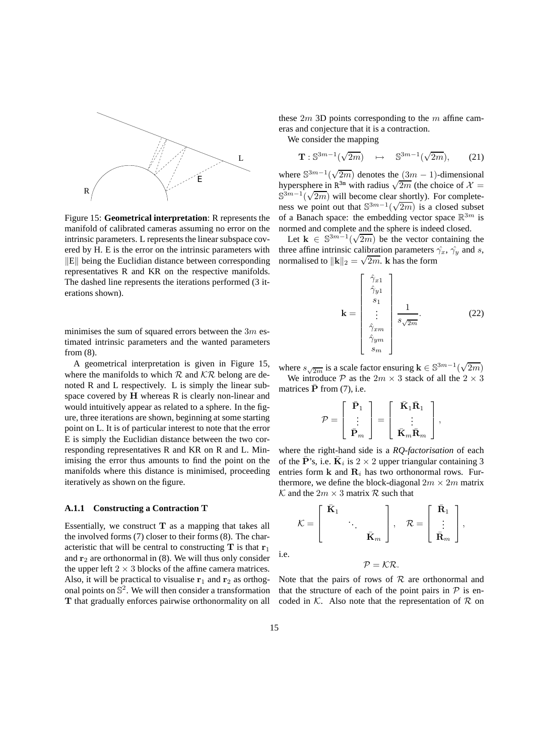Figure 15: **Geometrical interpretation**: R represents the manifold of calibrated cameras assuming no error on the intrinsic parameters. L represents the linear subspace covered by H. E is the error on the intrinsic parameters with $\|E\|$ being the Euclidian distance between corresponding representatives R and KR on the respective manifolds. The dashed line represents the iterations performed (3 iterations shown).

minimises the sum of squared errors between the $3m$ estimated intrinsic parameters and the wanted parameters from (8).

A geometrical interpretation is given in Figure 15, where the manifolds to which $\mathcal{R}$ and $\mathcal{KR}$ belong are denoted R and L respectively. L is simply the linear subspace covered by $\mathbf{H}$ whereas R is clearly non-linear and would intuitively appear as related to a sphere. In the figure, three iterations are shown, beginning at some starting point on L. It is of particular interest to note that the error E is simply the Euclidean distance between the two corresponding representatives R and KR on R and L. Minimising the error thus amounts to find the point on the manifolds where this distance is minimised, proceeding iteratively as shown on the figure.

#### A.1.1 Constructing a Contraction T

Essentially, we construct $\mathbf{T}$ as a mapping that takes all the involved forms (7) closer to their forms (8). The characteristic that will be central to constructing $\mathbf{T}$ is that $\mathbf{r}_1$ and $\mathbf{r}_2$ are orthonormal in (8). We will thus only consider the upper left $2 \times 3$ blocks of the affine camera matrices. Also, it will be practical to visualise $\mathbf{r}_1$ and $\mathbf{r}_2$ as orthogonal points on $\mathbb{S}^2$. We will then consider a transformation $\mathbf{T}$ that gradually enforces pairwise orthonormality on all these $2m$ 3D points corresponding to the $m$ affine cameras and conjecture that it is a contraction.

We consider the mapping

$$\mathbf{T} : \mathbb{S}^{3m-1}(\sqrt{2m}) \quad \mapsto \quad \mathbb{S}^{3m-1}(\sqrt{2m}), \qquad (21)$$

where $\mathbb{S}^{3m-1}(\sqrt{2m})$ denotes the $(3m-1)$-dimensional hypersphere in $\mathbb{R}^{3m}$ with radius $\sqrt{2m}$ (the choice of $\mathcal{X} = \mathbb{S}^{3m-1}(\sqrt{2m})$ will become clear shortly). For completeness we point out that $\mathbb{S}^{3m-1}(\sqrt{2m})$ is a closed subset of a Banach space: the embedding vector space $\mathbb{R}^{3m}$ is normed and complete and the sphere is indeed closed.

Let $\mathbf{k} \in \mathbb{S}^{3m-1}(\sqrt{2m})$ be the vector containing the three affine intrinsic calibration parameters $\hat{\gamma}_x$, $\hat{\gamma}_y$ and $s$, normalised to $\|\mathbf{k}\|_2 = \sqrt{2m}$. $\mathbf{k}$ has the form

$$\mathbf{k} = \begin{bmatrix} \hat{\gamma}_{x1} \\ \hat{\gamma}_{y1} \\ s_1 \\ \vdots \\ \hat{\gamma}_{xm} \\ \hat{\gamma}_{ym} \\ s_m \end{bmatrix} \frac{1}{s_{\sqrt{2m}}}. \qquad (22)$$

where $s_{\sqrt{2m}}$ is a scale factor ensuring $\mathbf{k} \in \mathbb{S}^{3m-1}(\sqrt{2m})$

We introduce $\mathcal{P}$ as the $2m \times 3$ stack of all the $2 \times 3$ matrices $\bar{\mathbf{P}}$ from (7), i.e.

$$\mathcal{P} = \begin{bmatrix} \bar{\mathbf{P}}_1 \\ \vdots \\ \bar{\mathbf{P}}_m \end{bmatrix} = \begin{bmatrix} \bar{\mathbf{K}}_1\bar{\mathbf{R}}_1 \\ \vdots \\ \bar{\mathbf{K}}_m\bar{\mathbf{R}}_m \end{bmatrix},$$

where the right-hand side is a *RQ-factorisation* of each of the $\bar{\mathbf{P}}$'s, i.e. $\bar{\mathbf{K}}_i$ is $2 \times 2$ upper triangular containing 3 entries form $\mathbf{k}$ and $\mathbf{R}_i$ has two orthonormal rows. Furthermore, we define the block-diagonal $2m \times 2m$ matrix $\mathcal{K}$ and the $2m \times 3$ matrix $\mathcal{R}$ such that

$$\mathcal{K} = \begin{bmatrix} \bar{\mathbf{K}}_1 & & \\ & \ddots & \\ & & \bar{\mathbf{K}}_m \end{bmatrix}, \quad \mathcal{R} = \begin{bmatrix} \bar{\mathbf{R}}_1 \\ \vdots \\ \bar{\mathbf{R}}_m \end{bmatrix},$$

i.e.

$$\mathcal{P} = \mathcal{KR}.$$

Note that the pairs of rows of $\mathcal{R}$ are orthonormal and that the structure of each of the point pairs in $\mathcal{P}$ is encoded in $\mathcal{K}$. Also note that the representation of $\mathcal{R}$ on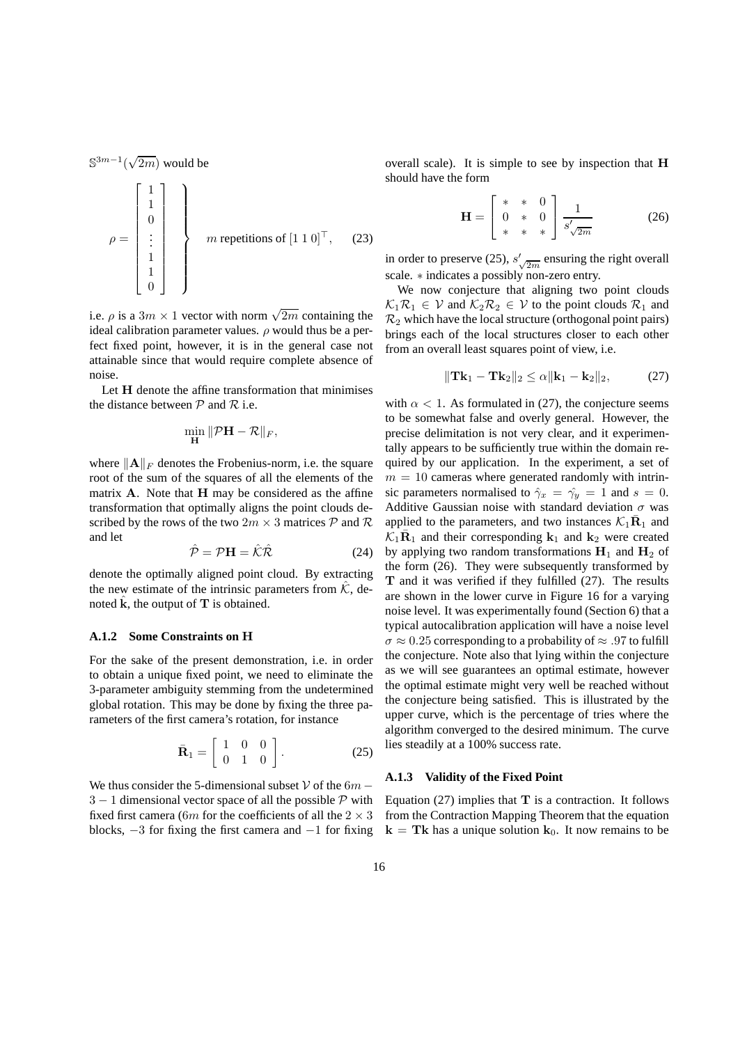$\mathbb{S}^{3m-1}(\sqrt{2m})$ would be

$$\rho = \begin{bmatrix} 1 \\ 1 \\ 0 \\ \vdots \\ 1 \\ 1 \\ 0 \end{bmatrix} \left. \vphantom{\begin{bmatrix} 1 \\ 1 \\ 0 \\ \vdots \\ 1 \\ 1 \\ 0 \end{bmatrix}} \right\} \quad m \text{ repetitions of } [1\ 1\ 0]^\top, \tag{23}$$

i.e. $\rho$ is a $3m \times 1$ vector with norm $\sqrt{2m}$ containing the ideal calibration parameter values. $\rho$ would thus be a perfect fixed point, however, it is in the general case not attainable since that would require complete absence of noise.

Let $\mathbf{H}$ denote the affine transformation that minimises the distance between $\mathcal{P}$ and $\mathcal{R}$ i.e.

$$\min_{\mathbf{H}} \|\mathcal{P}\mathbf{H} - \mathcal{R}\|_F,$$

where $\|\mathbf{A}\|_F$ denotes the Frobenius-norm, i.e. the square root of the sum of the squares of all the elements of the matrix $\mathbf{A}$. Note that $\mathbf{H}$ may be considered as the affine transformation that optimally aligns the point clouds described by the rows of the two $2m \times 3$ matrices $\mathcal{P}$ and $\mathcal{R}$ and let

$$\hat{\mathcal{P}} = \mathcal{P}\mathbf{H} = \hat{\mathcal{K}}\hat{\mathcal{R}} \tag{24}$$

denote the optimally aligned point cloud. By extracting the new estimate of the intrinsic parameters from $\hat{\mathcal{K}}$, denoted $\hat{\mathbf{k}}$, the output of $\mathbf{T}$ is obtained.

#### A.1.2 Some Constraints on H

For the sake of the present demonstration, i.e. in order to obtain a unique fixed point, we need to eliminate the 3-parameter ambiguity stemming from the undetermined global rotation. This may be done by fixing the three parameters of the first camera's rotation, for instance

$$\bar{\mathbf{R}}_1 = \begin{bmatrix} 1 & 0 & 0 \\ 0 & 1 & 0 \end{bmatrix}. \tag{25}$$

We thus consider the 5-dimensional subset $\mathcal{V}$ of the $6m - 3 - 1$ dimensional vector space of all the possible $\mathcal{P}$ with fixed first camera ($6m$ for the coefficients of all the $2 \times 3$ blocks, $-3$ for fixing the first camera and $-1$ for fixing overall scale). It is simple to see by inspection that $\mathbf{H}$ should have the form

$$\mathbf{H} = \begin{bmatrix} * & * & 0 \\ 0 & * & 0 \\ * & * & * \end{bmatrix} \frac{1}{s'_{\sqrt{2m}}} \tag{26}$$

in order to preserve (25), $s'_{\sqrt{2m}}$ ensuring the right overall scale. $*$ indicates a possibly non-zero entry.

We now conjecture that aligning two point clouds $\mathcal{K}_1\mathcal{R}_1 \in \mathcal{V}$ and $\mathcal{K}_2\mathcal{R}_2 \in \mathcal{V}$ to the point clouds $\mathcal{R}_1$ and $\mathcal{R}_2$ which have the local structure (orthogonal point pairs) brings each of the local structures closer to each other from an overall least squares point of view, i.e.

$$\|\mathbf{T}\mathbf{k}_1 - \mathbf{T}\mathbf{k}_2\|_2 \leq \alpha \|\mathbf{k}_1 - \mathbf{k}_2\|_2, \tag{27}$$

with $\alpha < 1$. As formulated in (27), the conjecture seems to be somewhat false and overly general. However, the precise delimitation is not very clear, and it experimentally appears to be sufficiently true within the domain required by our application. In the experiment, a set of $m = 10$ cameras where generated randomly with intrinsic parameters normalised to $\hat{\gamma}_x = \hat{\gamma}_y = 1$ and $s = 0$. Additive Gaussian noise with standard deviation $\sigma$ was applied to the parameters, and two instances $\mathcal{K}_1\bar{\mathbf{R}}_1$ and $\mathcal{K}_1\bar{\mathbf{R}}_1$ and their corresponding $\mathbf{k}_1$ and $\mathbf{k}_2$ were created by applying two random transformations $\mathbf{H}_1$ and $\mathbf{H}_2$ of the form (26). They were subsequently transformed by $\mathbf{T}$ and it was verified if they fulfilled (27). The results are shown in the lower curve in Figure 16 for a varying noise level. It was experimentally found (Section 6) that a typical autocalibration application will have a noise level $\sigma \approx 0.25$ corresponding to a probability of $\approx .97$ to fulfill the conjecture. Note also that lying within the conjecture as we will see guarantees an optimal estimate, however the optimal estimate might very well be reached without the conjecture being satisfied. This is illustrated by the upper curve, which is the percentage of tries where the algorithm converged to the desired minimum. The curve lies steadily at a 100% success rate.

#### A.1.3 Validity of the Fixed Point

Equation (27) implies that $\mathbf{T}$ is a contraction. It follows from the Contraction Mapping Theorem that the equation $\mathbf{k} = \mathbf{T}\mathbf{k}$ has a unique solution $\mathbf{k}_0$. It now remains to be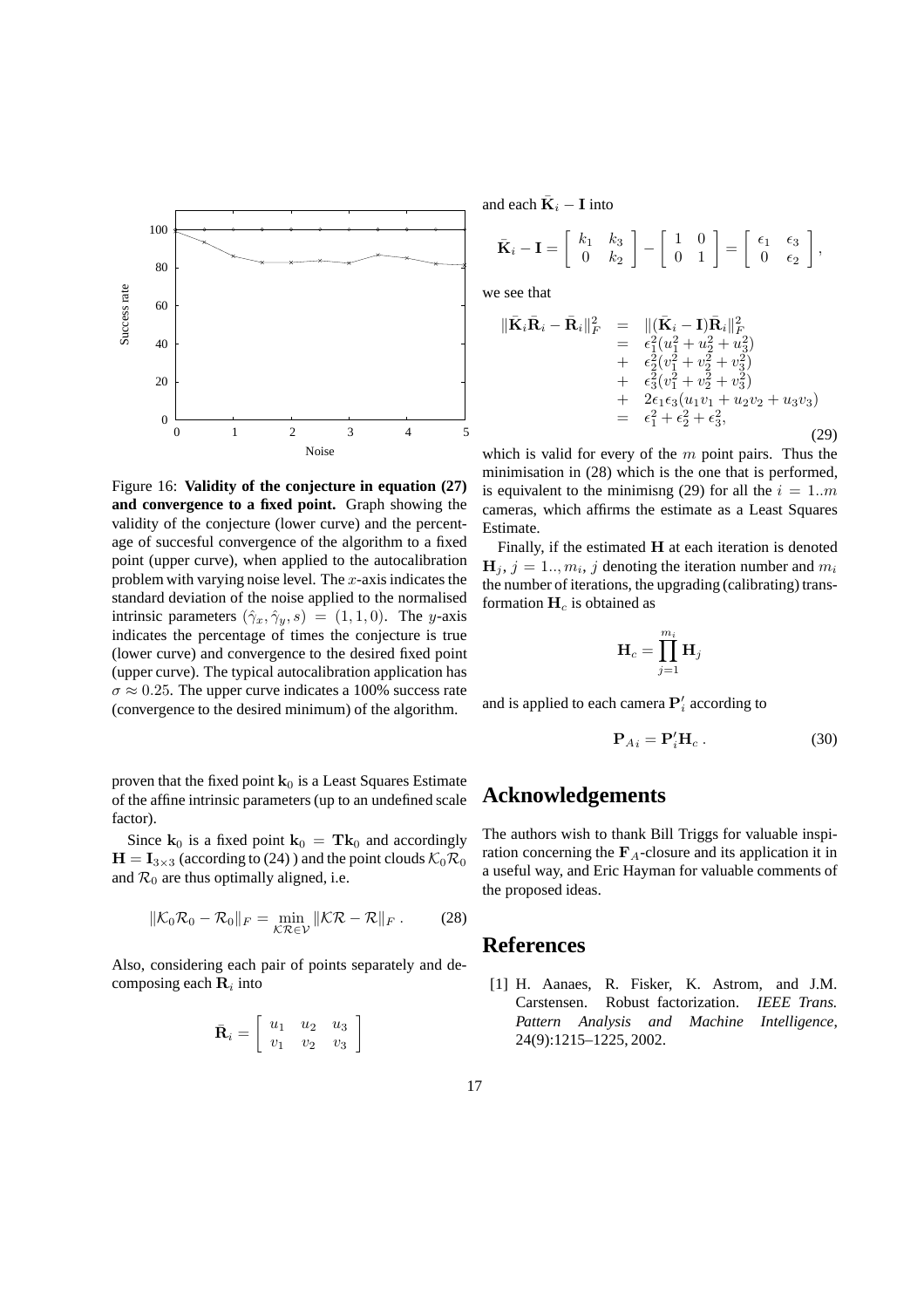Figure 16: **Validity of the conjecture in equation (27) and convergence to a fixed point.** Graph showing the validity of the conjecture (lower curve) and the percentage of succesful convergence of the algorithm to a fixed point (upper curve), when applied to the autocalibration problem with varying noise level. The $x$-axis indicates the standard deviation of the noise applied to the normalised intrinsic parameters $(\hat{\gamma}_x, \hat{\gamma}_y, s) = (1, 1, 0)$. The $y$-axis indicates the percentage of times the conjecture is true (lower curve) and convergence to the desired fixed point (upper curve). The typical autocalibration application has $\sigma \approx 0.25$. The upper curve indicates a 100% success rate (convergence to the desired minimum) of the algorithm.

proven that the fixed point $\mathbf{k}_0$ is a Least Squares Estimate of the affine intrinsic parameters (up to an undefined scale factor).

Since $\mathbf{k}_0$ is a fixed point $\mathbf{k}_0 = \mathbf{T}\mathbf{k}_0$ and accordingly $\mathbf{H} = \mathbf{I}_{3\times 3}$ (according to (24) ) and the point clouds $\mathcal{K}_0\mathcal{R}_0$ and $\mathcal{R}_0$ are thus optimally aligned, i.e.

$$\|\mathcal{K}_0\mathcal{R}_0 - \mathcal{R}_0\|_F = \min_{\mathcal{KR}\in\mathcal{V}} \|\mathcal{KR} - \mathcal{R}\|_F \,. \tag{28}$$

Also, considering each pair of points separately and decomposing each $\bar{\mathbf{R}}_i$ into

$$\bar{\mathbf{R}}_i = \left[\begin{array}{ccc} u_1 & u_2 & u_3 \\ v_1 & v_2 & v_3 \end{array}\right]$$

and each $\bar{\mathbf{K}}_i - \mathbf{I}$ into

$$\bar{\mathbf{K}}_i - \mathbf{I} = \left[\begin{array}{cc} k_1 & k_3 \\ 0 & k_2 \end{array}\right] - \left[\begin{array}{cc} 1 & 0 \\ 0 & 1 \end{array}\right] = \left[\begin{array}{cc} \epsilon_1 & \epsilon_3 \\ 0 & \epsilon_2 \end{array}\right],$$

we see that

$$\begin{array}{rcl} \|\bar{\mathbf{K}}_i\bar{\mathbf{R}}_i - \bar{\mathbf{R}}_i\|_F^2 & = & \|(\bar{\mathbf{K}}_i - \mathbf{I})\bar{\mathbf{R}}_i\|_F^2 \\ & = & \epsilon_1^2(u_1^2 + u_2^2 + u_3^2) \\ & + & \epsilon_2^2(v_1^2 + v_2^2 + v_3^2) \\ & + & \epsilon_3^2(v_1^2 + v_2^2 + v_3^2) \\ & + & 2\epsilon_1\epsilon_3(u_1v_1 + u_2v_2 + u_3v_3) \\ & = & \epsilon_1^2 + \epsilon_2^2 + \epsilon_3^2, \end{array} \tag{29}$$

which is valid for every of the $m$ point pairs. Thus the minimisation in (28) which is the one that is performed, is equivalent to the minimisng (29) for all the $i = 1..m$ cameras, which affirms the estimate as a Least Squares Estimate.

Finally, if the estimated $\mathbf{H}$ at each iteration is denoted $\mathbf{H}_j$, $j = 1.., m_i$, $j$ denoting the iteration number and $m_i$ the number of iterations, the upgrading (calibrating) transformation $\mathbf{H}_c$ is obtained as

$$\mathbf{H}_c = \prod_{j=1}^{m_i} \mathbf{H}_j$$

and is applied to each camera $\mathbf{P}'_i$ according to

$$\mathbf{P}_{Ai} = \mathbf{P}'_i\mathbf{H}_c \,. \tag{30}$$

## Acknowledgements

The authors wish to thank Bill Triggs for valuable inspiration concerning the $\mathbf{F}_A$-closure and its application it in a useful way, and Eric Hayman for valuable comments of the proposed ideas.

## References

[1] H. Aanaes, R. Fisker, K. Astrom, and J.M. Carstensen. Robust factorization. *IEEE Trans. Pattern Analysis and Machine Intelligence*, 24(9):1215–1225, 2002.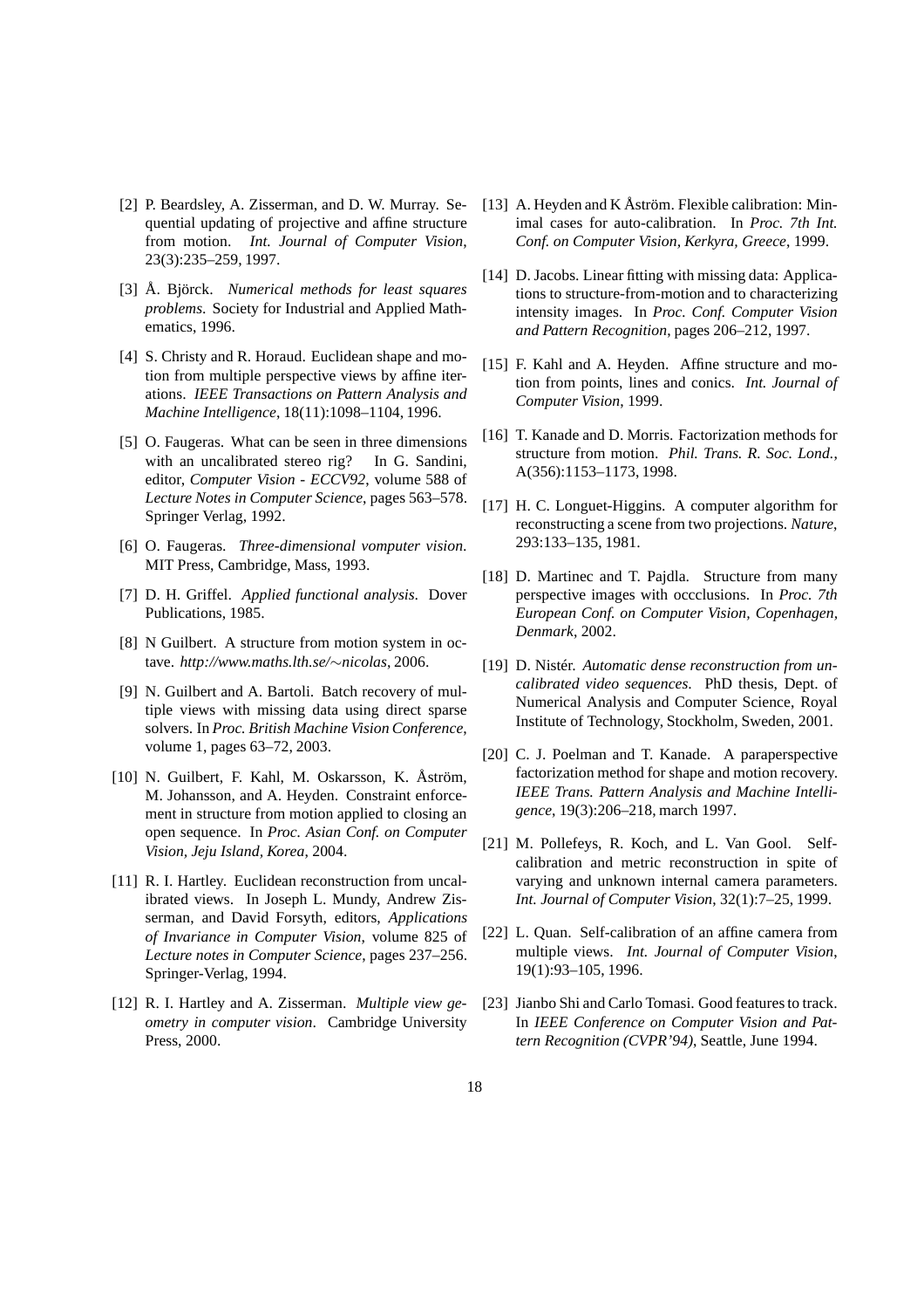[2] P. Beardsley, A. Zisserman, and D. W. Murray. Sequential updating of projective and affine structure from motion. *Int. Journal of Computer Vision*, 23(3):235–259, 1997.

[3] Å. Björck. *Numerical methods for least squares problems*. Society for Industrial and Applied Mathematics, 1996.

[4] S. Christy and R. Horaud. Euclidean shape and motion from multiple perspective views by affine iterations. *IEEE Transactions on Pattern Analysis and Machine Intelligence*, 18(11):1098–1104, 1996.

[5] O. Faugeras. What can be seen in three dimensions with an uncalibrated stereo rig? In G. Sandini, editor, *Computer Vision - ECCV92*, volume 588 of *Lecture Notes in Computer Science*, pages 563–578. Springer Verlag, 1992.

[6] O. Faugeras. *Three-dimensional vomputer vision*. MIT Press, Cambridge, Mass, 1993.

[7] D. H. Griffel. *Applied functional analysis*. Dover Publications, 1985.

[8] N Guilbert. A structure from motion system in octave. *http://www.maths.lth.se/∼nicolas*, 2006.

[9] N. Guilbert and A. Bartoli. Batch recovery of multiple views with missing data using direct sparse solvers. In *Proc. British Machine Vision Conference*, volume 1, pages 63–72, 2003.

[10] N. Guilbert, F. Kahl, M. Oskarsson, K. Åström, M. Johansson, and A. Heyden. Constraint enforcement in structure from motion applied to closing an open sequence. In *Proc. Asian Conf. on Computer Vision, Jeju Island, Korea*, 2004.

[11] R. I. Hartley. Euclidean reconstruction from uncalibrated views. In Joseph L. Mundy, Andrew Zisserman, and David Forsyth, editors, *Applications of Invariance in Computer Vision*, volume 825 of *Lecture notes in Computer Science*, pages 237–256. Springer-Verlag, 1994.

[12] R. I. Hartley and A. Zisserman. *Multiple view geometry in computer vision*. Cambridge University Press, 2000.

[13] A. Heyden and K Åström. Flexible calibration: Minimal cases for auto-calibration. In *Proc. 7th Int. Conf. on Computer Vision, Kerkyra, Greece*, 1999.

[14] D. Jacobs. Linear fitting with missing data: Applications to structure-from-motion and to characterizing intensity images. In *Proc. Conf. Computer Vision and Pattern Recognition*, pages 206–212, 1997.

[15] F. Kahl and A. Heyden. Affine structure and motion from points, lines and conics. *Int. Journal of Computer Vision*, 1999.

[16] T. Kanade and D. Morris. Factorization methods for structure from motion. *Phil. Trans. R. Soc. Lond.*, A(356):1153–1173, 1998.

[17] H. C. Longuet-Higgins. A computer algorithm for reconstructing a scene from two projections. *Nature*, 293:133–135, 1981.

[18] D. Martinec and T. Pajdla. Structure from many perspective images with occclusions. In *Proc. 7th European Conf. on Computer Vision, Copenhagen, Denmark*, 2002.

[19] D. Nistér. *Automatic dense reconstruction from uncalibrated video sequences*. PhD thesis, Dept. of Numerical Analysis and Computer Science, Royal Institute of Technology, Stockholm, Sweden, 2001.

[20] C. J. Poelman and T. Kanade. A paraperspective factorization method for shape and motion recovery. *IEEE Trans. Pattern Analysis and Machine Intelligence*, 19(3):206–218, march 1997.

[21] M. Pollefeys, R. Koch, and L. Van Gool. Self-calibration and metric reconstruction in spite of varying and unknown internal camera parameters. *Int. Journal of Computer Vision*, 32(1):7–25, 1999.

[22] L. Quan. Self-calibration of an affine camera from multiple views. *Int. Journal of Computer Vision*, 19(1):93–105, 1996.

[23] Jianbo Shi and Carlo Tomasi. Good features to track. In *IEEE Conference on Computer Vision and Pattern Recognition (CVPR'94)*, Seattle, June 1994.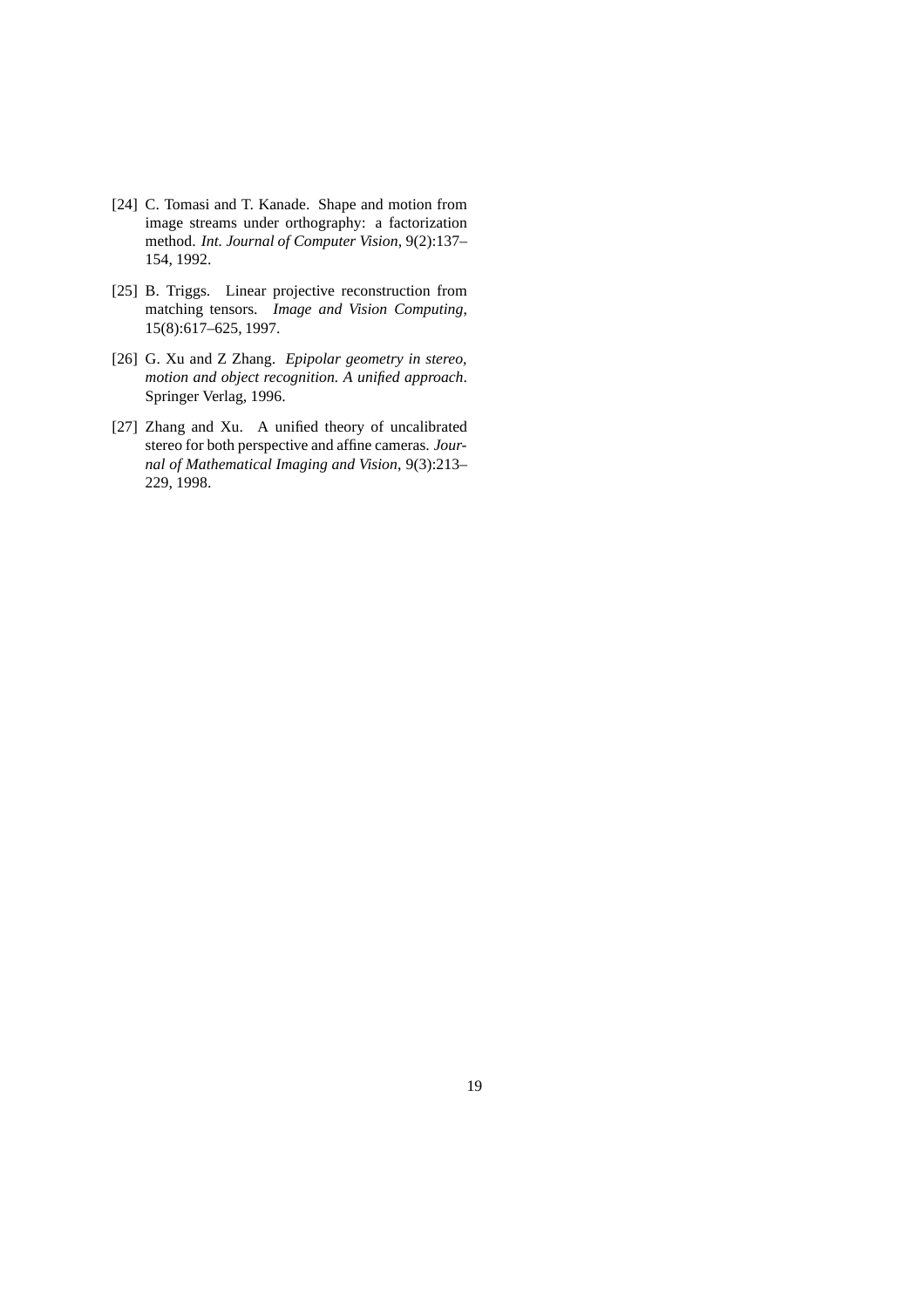[24] C. Tomasi and T. Kanade. Shape and motion from image streams under orthography: a factorization method. *Int. Journal of Computer Vision*, 9(2):137–154, 1992.

[25] B. Triggs. Linear projective reconstruction from matching tensors. *Image and Vision Computing*, 15(8):617–625, 1997.

[26] G. Xu and Z Zhang. *Epipolar geometry in stereo, motion and object recognition. A unified approach*. Springer Verlag, 1996.

[27] Zhang and Xu. A unified theory of uncalibrated stereo for both perspective and affine cameras. *Journal of Mathematical Imaging and Vision*, 9(3):213–229, 1998.